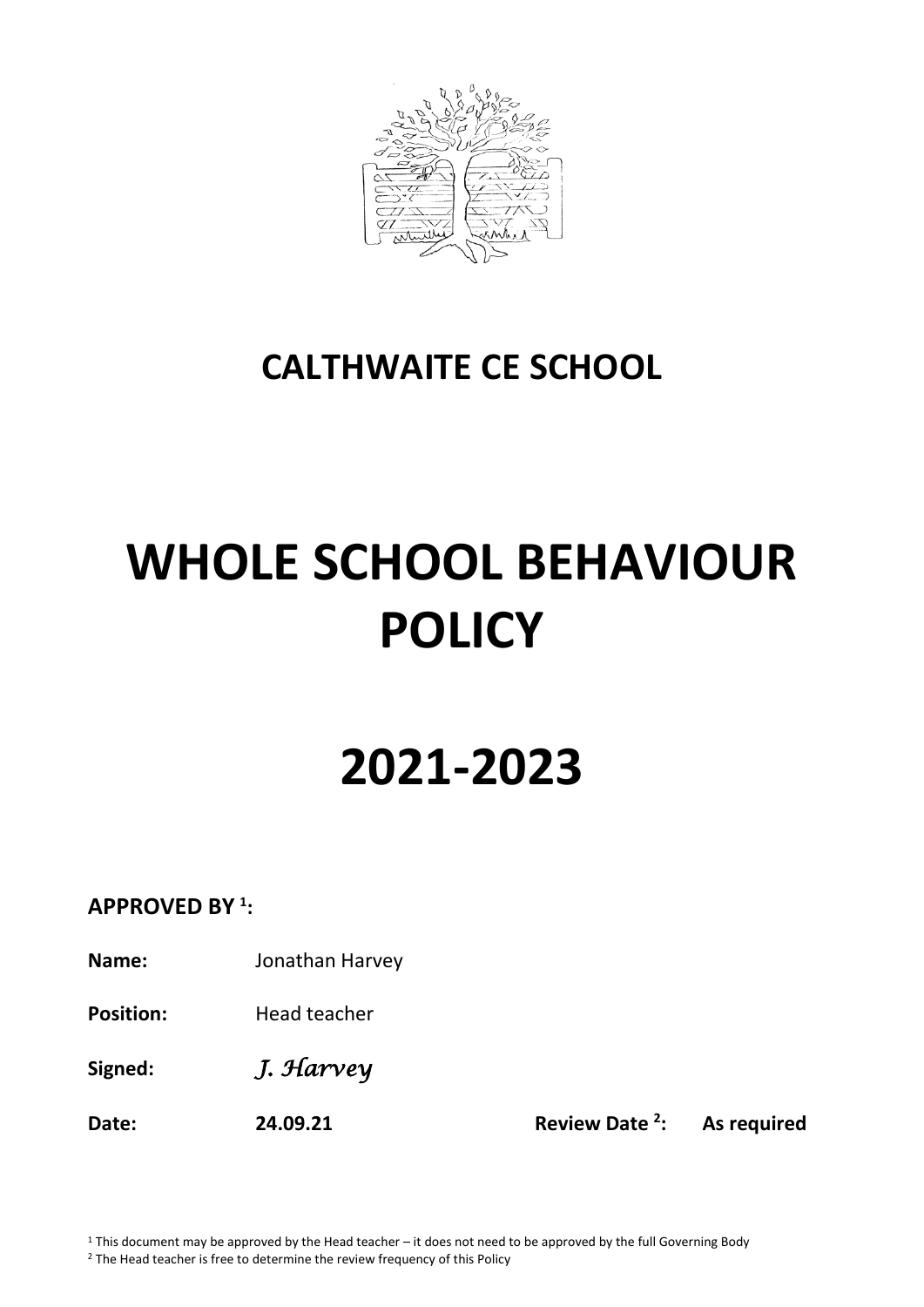# CALTHWAITE CE SCHOOL

# WHOLE SCHOOL BEHAVIOUR POLICY

# 2021-2023

**APPROVED BY [1]:**

**Name:** Jonathan Harvey

**Position:** Head teacher

**Signed:** *J. Harvey*

**Date:** **24.09.21** **Review Date [2]:** **As required**

[1] This document may be approved by the Head teacher – it does not need to be approved by the full Governing Body

[2] The Head teacher is free to determine the review frequency of this Policy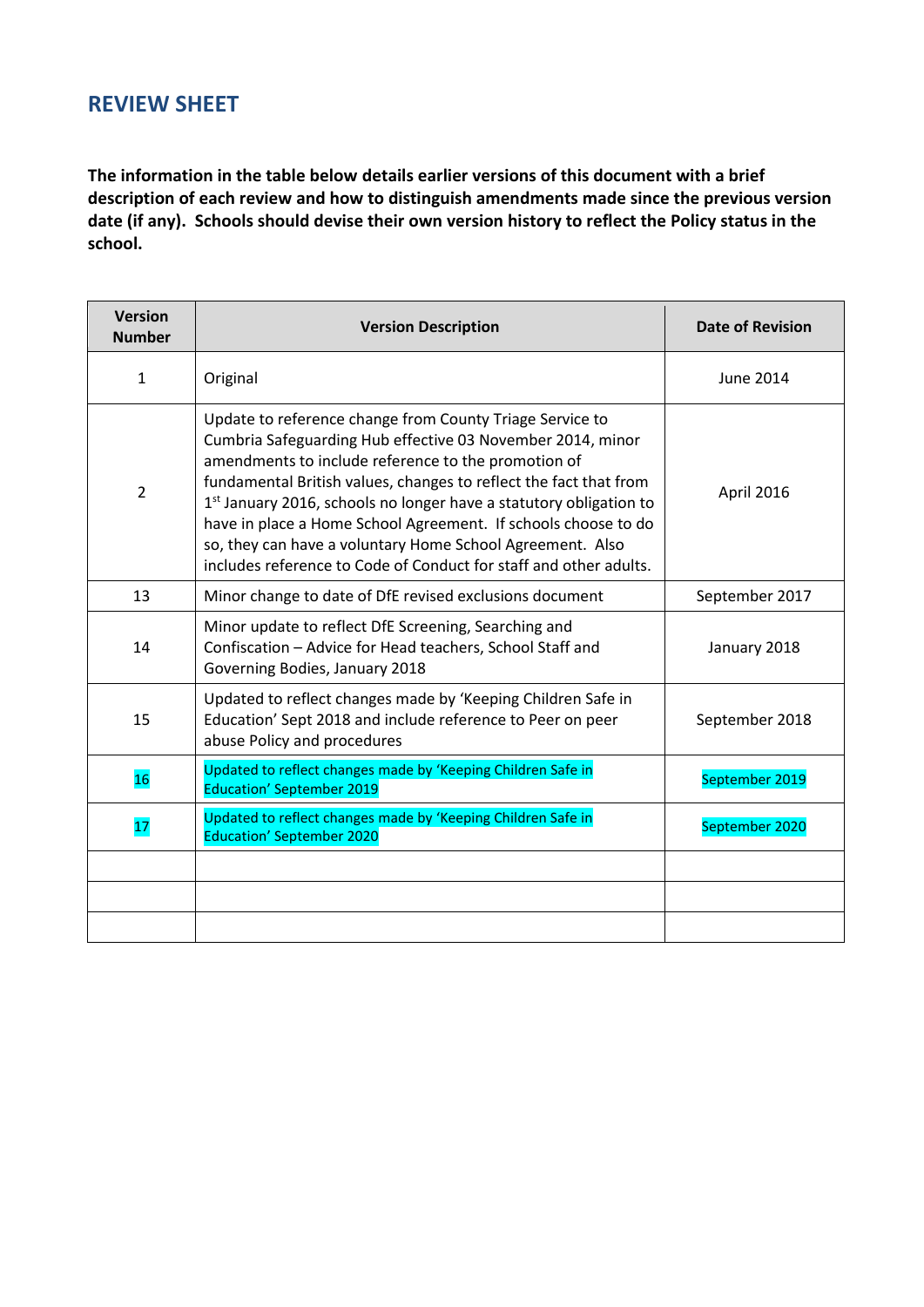## REVIEW SHEET

**The information in the table below details earlier versions of this document with a brief description of each review and how to distinguish amendments made since the previous version date (if any). Schools should devise their own version history to reflect the Policy status in the school.**

| Version Number | Version Description | Date of Revision |
|---|---|---|
| 1 | Original | June 2014 |
| 2 | Update to reference change from County Triage Service to Cumbria Safeguarding Hub effective 03 November 2014, minor amendments to include reference to the promotion of fundamental British values, changes to reflect the fact that from 1st January 2016, schools no longer have a statutory obligation to have in place a Home School Agreement. If schools choose to do so, they can have a voluntary Home School Agreement. Also includes reference to Code of Conduct for staff and other adults. | April 2016 |
| 13 | Minor change to date of DfE revised exclusions document | September 2017 |
| 14 | Minor update to reflect DfE Screening, Searching and Confiscation – Advice for Head teachers, School Staff and Governing Bodies, January 2018 | January 2018 |
| 15 | Updated to reflect changes made by 'Keeping Children Safe in Education' Sept 2018 and include reference to Peer on peer abuse Policy and procedures | September 2018 |
| 16 | Updated to reflect changes made by 'Keeping Children Safe in Education' September 2019 | September 2019 |
| 17 | Updated to reflect changes made by 'Keeping Children Safe in Education' September 2020 | September 2020 |
| | | |
| | | |
| | | |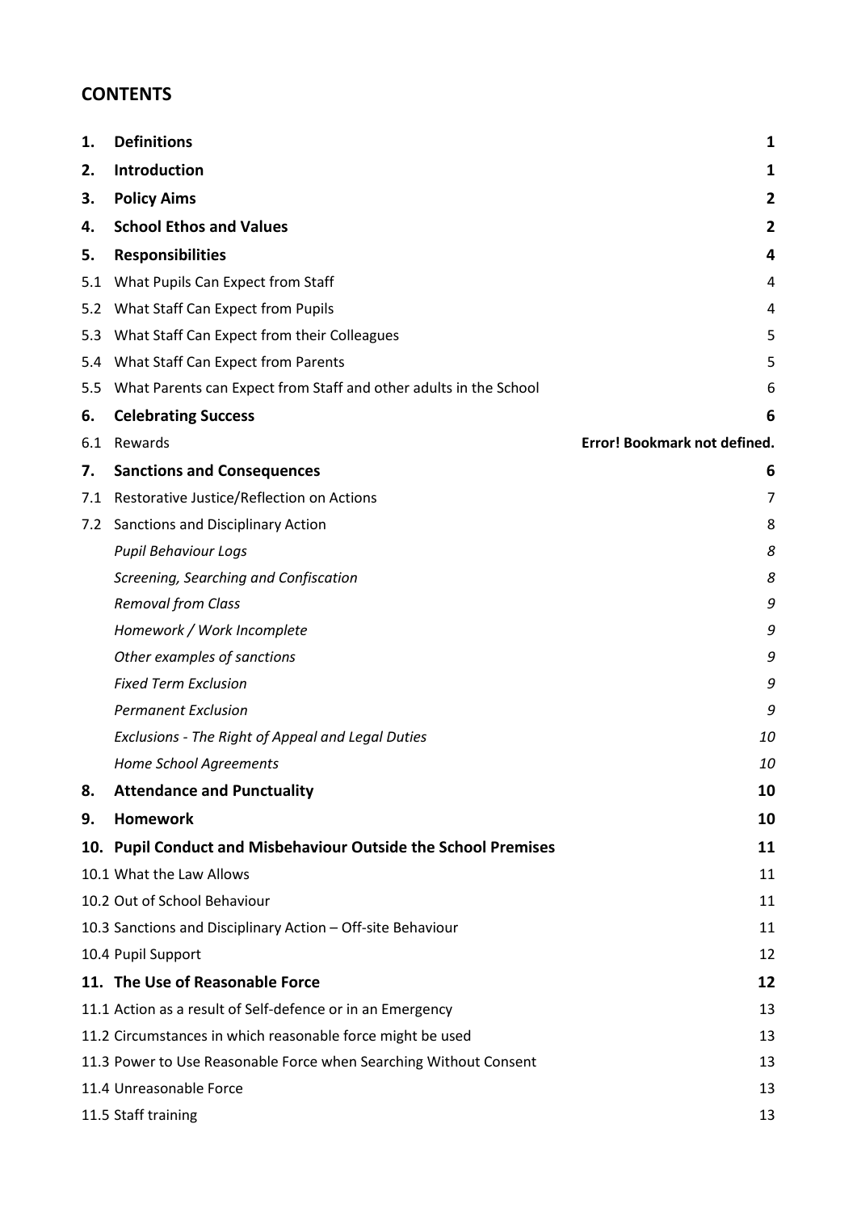## CONTENTS

| | | |
|---|---|---|
| **1.** | **Definitions** | **1** |
| **2.** | **Introduction** | **1** |
| **3.** | **Policy Aims** | **2** |
| **4.** | **School Ethos and Values** | **2** |
| **5.** | **Responsibilities** | **4** |
| 5.1 | What Pupils Can Expect from Staff | 4 |
| 5.2 | What Staff Can Expect from Pupils | 4 |
| 5.3 | What Staff Can Expect from their Colleagues | 5 |
| 5.4 | What Staff Can Expect from Parents | 5 |
| 5.5 | What Parents can Expect from Staff and other adults in the School | 6 |
| **6.** | **Celebrating Success** | **6** |
| 6.1 | Rewards | **Error! Bookmark not defined.** |
| **7.** | **Sanctions and Consequences** | **6** |
| 7.1 | Restorative Justice/Reflection on Actions | 7 |
| 7.2 | Sanctions and Disciplinary Action | 8 |
| | *Pupil Behaviour Logs* | *8* |
| | *Screening, Searching and Confiscation* | *8* |
| | *Removal from Class* | *9* |
| | *Homework / Work Incomplete* | *9* |
| | *Other examples of sanctions* | *9* |
| | *Fixed Term Exclusion* | *9* |
| | *Permanent Exclusion* | *9* |
| | *Exclusions - The Right of Appeal and Legal Duties* | *10* |
| | *Home School Agreements* | *10* |
| **8.** | **Attendance and Punctuality** | **10** |
| **9.** | **Homework** | **10** |
| **10.** | **Pupil Conduct and Misbehaviour Outside the School Premises** | **11** |
| 10.1 | What the Law Allows | 11 |
| 10.2 | Out of School Behaviour | 11 |
| 10.3 | Sanctions and Disciplinary Action – Off-site Behaviour | 11 |
| 10.4 | Pupil Support | 12 |
| **11.** | **The Use of Reasonable Force** | **12** |
| 11.1 | Action as a result of Self-defence or in an Emergency | 13 |
| 11.2 | Circumstances in which reasonable force might be used | 13 |
| 11.3 | Power to Use Reasonable Force when Searching Without Consent | 13 |
| 11.4 | Unreasonable Force | 13 |
| 11.5 | Staff training | 13 |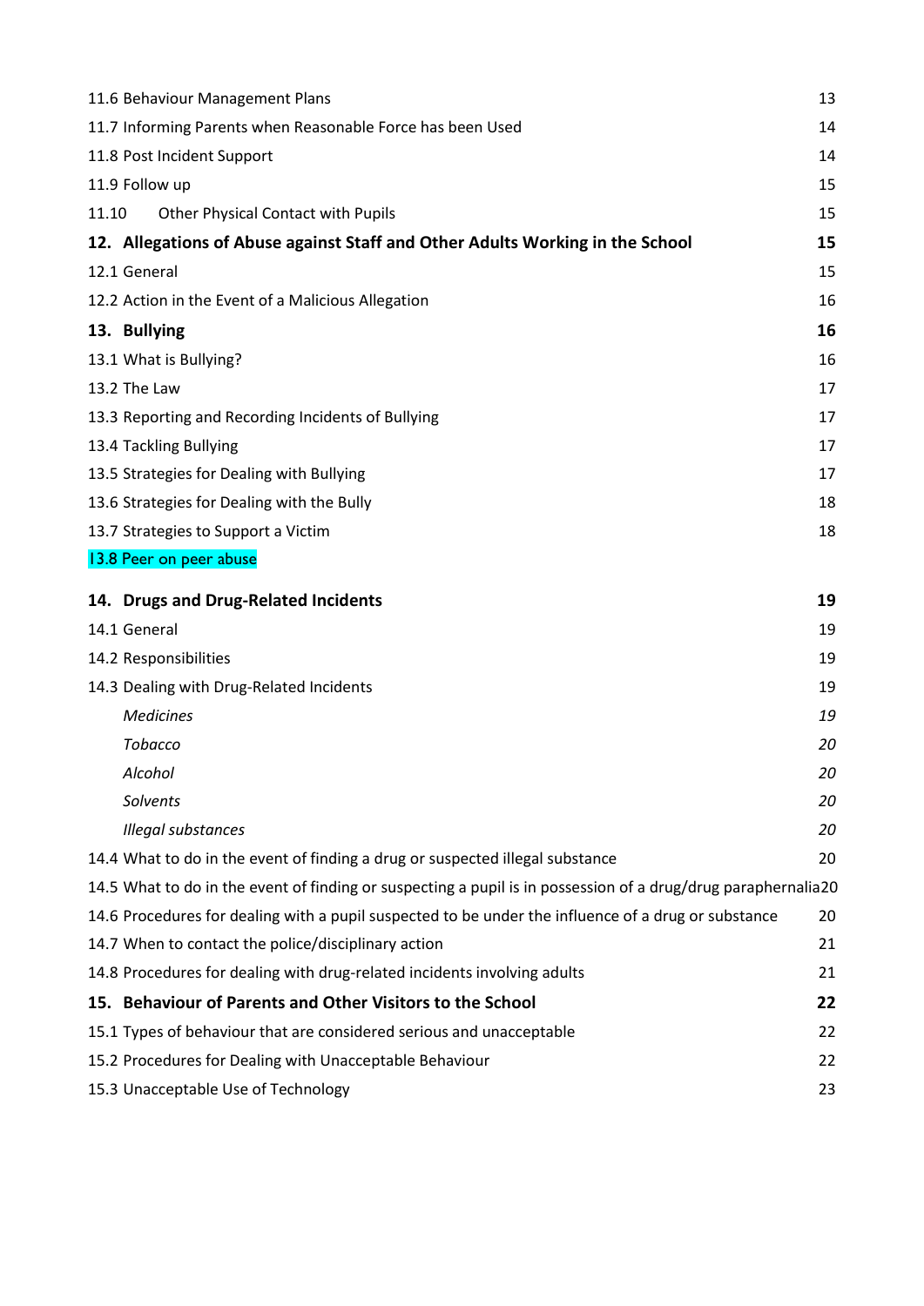| | |
|---|---|
| 11.6 Behaviour Management Plans | 13 |
| 11.7 Informing Parents when Reasonable Force has been Used | 14 |
| 11.8 Post Incident Support | 14 |
| 11.9 Follow up | 15 |
| 11.10 Other Physical Contact with Pupils | 15 |
| **12. Allegations of Abuse against Staff and Other Adults Working in the School** | **15** |
| 12.1 General | 15 |
| 12.2 Action in the Event of a Malicious Allegation | 16 |
| **13. Bullying** | **16** |
| 13.1 What is Bullying? | 16 |
| 13.2 The Law | 17 |
| 13.3 Reporting and Recording Incidents of Bullying | 17 |
| 13.4 Tackling Bullying | 17 |
| 13.5 Strategies for Dealing with Bullying | 17 |
| 13.6 Strategies for Dealing with the Bully | 18 |
| 13.7 Strategies to Support a Victim | 18 |
| 13.8 Peer on peer abuse | |
| **14. Drugs and Drug-Related Incidents** | **19** |
| 14.1 General | 19 |
| 14.2 Responsibilities | 19 |
| 14.3 Dealing with Drug-Related Incidents | 19 |
| *Medicines* | *19* |
| *Tobacco* | *20* |
| *Alcohol* | *20* |
| *Solvents* | *20* |
| *Illegal substances* | *20* |
| 14.4 What to do in the event of finding a drug or suspected illegal substance | 20 |
| 14.5 What to do in the event of finding or suspecting a pupil is in possession of a drug/drug paraphernalia | 20 |
| 14.6 Procedures for dealing with a pupil suspected to be under the influence of a drug or substance | 20 |
| 14.7 When to contact the police/disciplinary action | 21 |
| 14.8 Procedures for dealing with drug-related incidents involving adults | 21 |
| **15. Behaviour of Parents and Other Visitors to the School** | **22** |
| 15.1 Types of behaviour that are considered serious and unacceptable | 22 |
| 15.2 Procedures for Dealing with Unacceptable Behaviour | 22 |
| 15.3 Unacceptable Use of Technology | 23 |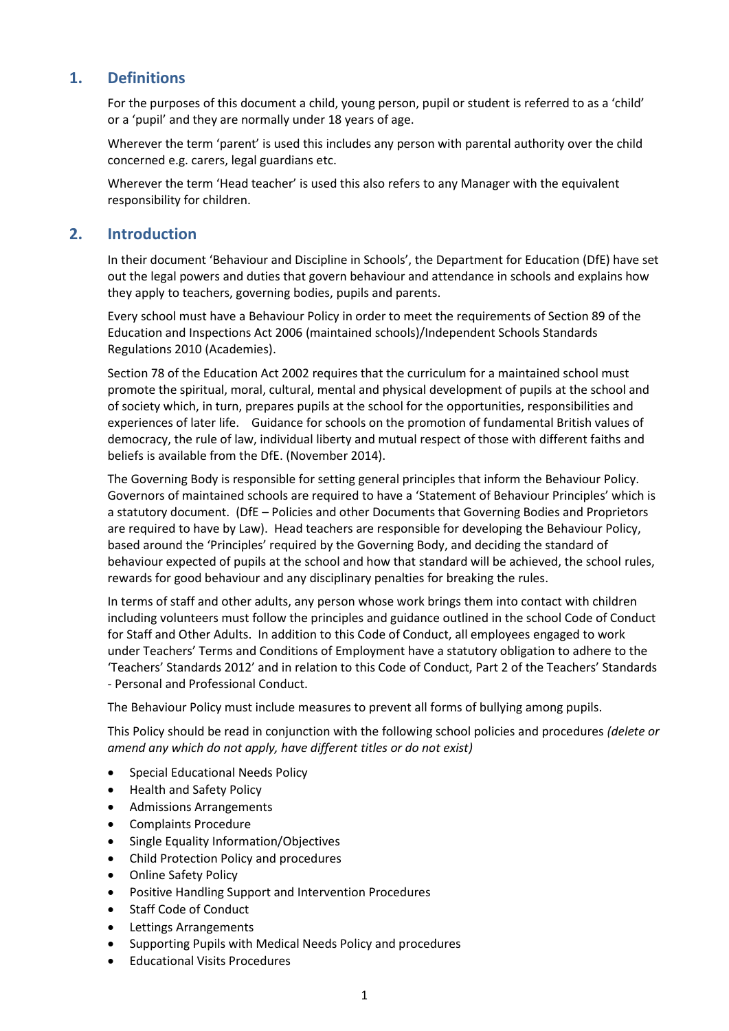## 1. Definitions

For the purposes of this document a child, young person, pupil or student is referred to as a 'child' or a 'pupil' and they are normally under 18 years of age.

Wherever the term 'parent' is used this includes any person with parental authority over the child concerned e.g. carers, legal guardians etc.

Wherever the term 'Head teacher' is used this also refers to any Manager with the equivalent responsibility for children.

## 2. Introduction

In their document 'Behaviour and Discipline in Schools', the Department for Education (DfE) have set out the legal powers and duties that govern behaviour and attendance in schools and explains how they apply to teachers, governing bodies, pupils and parents.

Every school must have a Behaviour Policy in order to meet the requirements of Section 89 of the Education and Inspections Act 2006 (maintained schools)/Independent Schools Standards Regulations 2010 (Academies).

Section 78 of the Education Act 2002 requires that the curriculum for a maintained school must promote the spiritual, moral, cultural, mental and physical development of pupils at the school and of society which, in turn, prepares pupils at the school for the opportunities, responsibilities and experiences of later life. Guidance for schools on the promotion of fundamental British values of democracy, the rule of law, individual liberty and mutual respect of those with different faiths and beliefs is available from the DfE. (November 2014).

The Governing Body is responsible for setting general principles that inform the Behaviour Policy. Governors of maintained schools are required to have a 'Statement of Behaviour Principles' which is a statutory document. (DfE – Policies and other Documents that Governing Bodies and Proprietors are required to have by Law). Head teachers are responsible for developing the Behaviour Policy, based around the 'Principles' required by the Governing Body, and deciding the standard of behaviour expected of pupils at the school and how that standard will be achieved, the school rules, rewards for good behaviour and any disciplinary penalties for breaking the rules.

In terms of staff and other adults, any person whose work brings them into contact with children including volunteers must follow the principles and guidance outlined in the school Code of Conduct for Staff and Other Adults. In addition to this Code of Conduct, all employees engaged to work under Teachers' Terms and Conditions of Employment have a statutory obligation to adhere to the 'Teachers' Standards 2012' and in relation to this Code of Conduct, Part 2 of the Teachers' Standards - Personal and Professional Conduct.

The Behaviour Policy must include measures to prevent all forms of bullying among pupils.

This Policy should be read in conjunction with the following school policies and procedures *(delete or amend any which do not apply, have different titles or do not exist)*

- Special Educational Needs Policy
- Health and Safety Policy
- Admissions Arrangements
- Complaints Procedure
- Single Equality Information/Objectives
- Child Protection Policy and procedures
- Online Safety Policy
- Positive Handling Support and Intervention Procedures
- Staff Code of Conduct
- Lettings Arrangements
- Supporting Pupils with Medical Needs Policy and procedures
- Educational Visits Procedures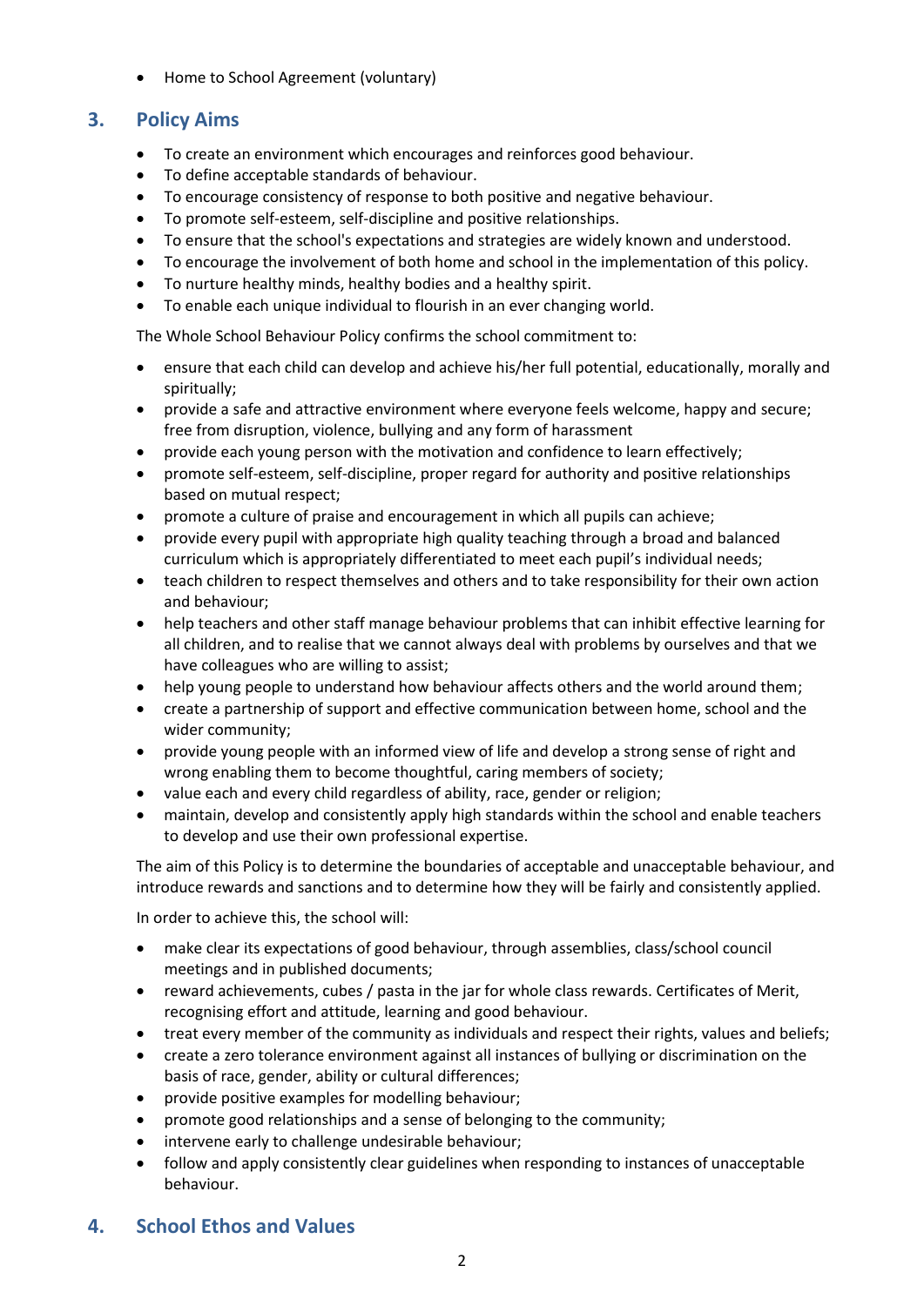- Home to School Agreement (voluntary)

## 3. Policy Aims

- To create an environment which encourages and reinforces good behaviour.
- To define acceptable standards of behaviour.
- To encourage consistency of response to both positive and negative behaviour.
- To promote self-esteem, self-discipline and positive relationships.
- To ensure that the school's expectations and strategies are widely known and understood.
- To encourage the involvement of both home and school in the implementation of this policy.
- To nurture healthy minds, healthy bodies and a healthy spirit.
- To enable each unique individual to flourish in an ever changing world.

The Whole School Behaviour Policy confirms the school commitment to:

- ensure that each child can develop and achieve his/her full potential, educationally, morally and spiritually;
- provide a safe and attractive environment where everyone feels welcome, happy and secure; free from disruption, violence, bullying and any form of harassment
- provide each young person with the motivation and confidence to learn effectively;
- promote self-esteem, self-discipline, proper regard for authority and positive relationships based on mutual respect;
- promote a culture of praise and encouragement in which all pupils can achieve;
- provide every pupil with appropriate high quality teaching through a broad and balanced curriculum which is appropriately differentiated to meet each pupil's individual needs;
- teach children to respect themselves and others and to take responsibility for their own action and behaviour;
- help teachers and other staff manage behaviour problems that can inhibit effective learning for all children, and to realise that we cannot always deal with problems by ourselves and that we have colleagues who are willing to assist;
- help young people to understand how behaviour affects others and the world around them;
- create a partnership of support and effective communication between home, school and the wider community;
- provide young people with an informed view of life and develop a strong sense of right and wrong enabling them to become thoughtful, caring members of society;
- value each and every child regardless of ability, race, gender or religion;
- maintain, develop and consistently apply high standards within the school and enable teachers to develop and use their own professional expertise.

The aim of this Policy is to determine the boundaries of acceptable and unacceptable behaviour, and introduce rewards and sanctions and to determine how they will be fairly and consistently applied.

In order to achieve this, the school will:

- make clear its expectations of good behaviour, through assemblies, class/school council meetings and in published documents;
- reward achievements, cubes / pasta in the jar for whole class rewards. Certificates of Merit, recognising effort and attitude, learning and good behaviour.
- treat every member of the community as individuals and respect their rights, values and beliefs;
- create a zero tolerance environment against all instances of bullying or discrimination on the basis of race, gender, ability or cultural differences;
- provide positive examples for modelling behaviour;
- promote good relationships and a sense of belonging to the community;
- intervene early to challenge undesirable behaviour;
- follow and apply consistently clear guidelines when responding to instances of unacceptable behaviour.

## 4. School Ethos and Values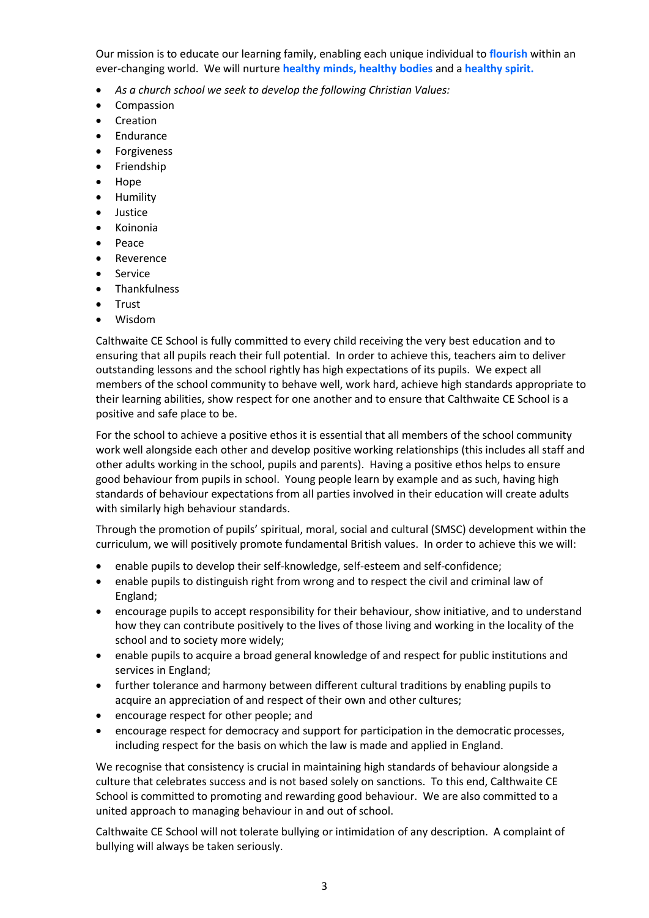Our mission is to educate our learning family, enabling each unique individual to **flourish** within an ever-changing world. We will nurture **healthy minds, healthy bodies** and a **healthy spirit.**

- *As a church school we seek to develop the following Christian Values:*
- Compassion
- Creation
- Endurance
- Forgiveness
- Friendship
- Hope
- Humility
- Justice
- Koinonia
- Peace
- Reverence
- Service
- Thankfulness
- Trust
- Wisdom

Calthwaite CE School is fully committed to every child receiving the very best education and to ensuring that all pupils reach their full potential. In order to achieve this, teachers aim to deliver outstanding lessons and the school rightly has high expectations of its pupils. We expect all members of the school community to behave well, work hard, achieve high standards appropriate to their learning abilities, show respect for one another and to ensure that Calthwaite CE School is a positive and safe place to be.

For the school to achieve a positive ethos it is essential that all members of the school community work well alongside each other and develop positive working relationships (this includes all staff and other adults working in the school, pupils and parents). Having a positive ethos helps to ensure good behaviour from pupils in school. Young people learn by example and as such, having high standards of behaviour expectations from all parties involved in their education will create adults with similarly high behaviour standards.

Through the promotion of pupils' spiritual, moral, social and cultural (SMSC) development within the curriculum, we will positively promote fundamental British values. In order to achieve this we will:

- enable pupils to develop their self-knowledge, self-esteem and self-confidence;
- enable pupils to distinguish right from wrong and to respect the civil and criminal law of England;
- encourage pupils to accept responsibility for their behaviour, show initiative, and to understand how they can contribute positively to the lives of those living and working in the locality of the school and to society more widely;
- enable pupils to acquire a broad general knowledge of and respect for public institutions and services in England;
- further tolerance and harmony between different cultural traditions by enabling pupils to acquire an appreciation of and respect of their own and other cultures;
- encourage respect for other people; and
- encourage respect for democracy and support for participation in the democratic processes, including respect for the basis on which the law is made and applied in England.

We recognise that consistency is crucial in maintaining high standards of behaviour alongside a culture that celebrates success and is not based solely on sanctions. To this end, Calthwaite CE School is committed to promoting and rewarding good behaviour. We are also committed to a united approach to managing behaviour in and out of school.

Calthwaite CE School will not tolerate bullying or intimidation of any description. A complaint of bullying will always be taken seriously.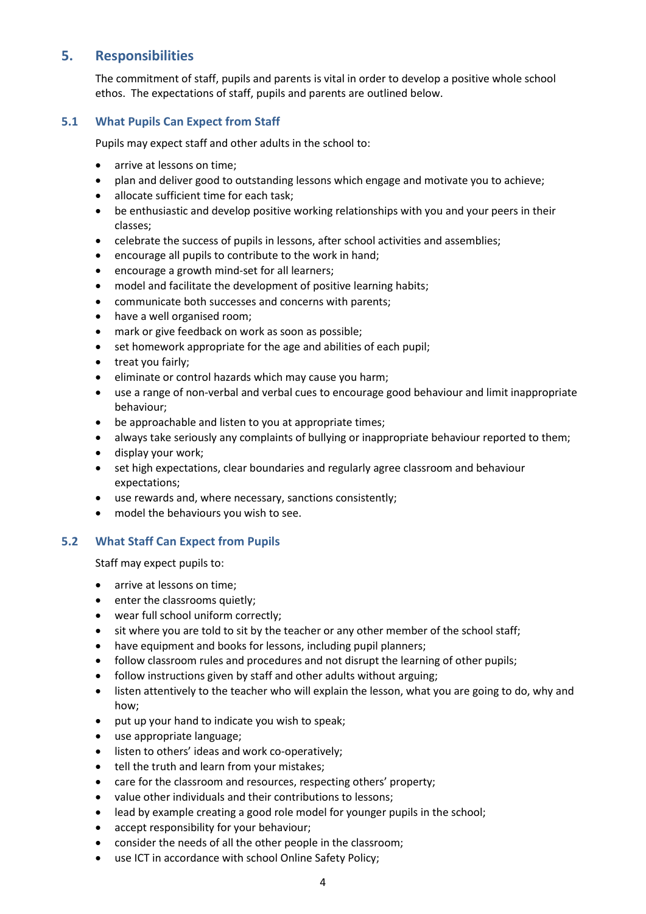## 5. Responsibilities

The commitment of staff, pupils and parents is vital in order to develop a positive whole school ethos. The expectations of staff, pupils and parents are outlined below.

### 5.1 What Pupils Can Expect from Staff

Pupils may expect staff and other adults in the school to:

- arrive at lessons on time;
- plan and deliver good to outstanding lessons which engage and motivate you to achieve;
- allocate sufficient time for each task;
- be enthusiastic and develop positive working relationships with you and your peers in their classes;
- celebrate the success of pupils in lessons, after school activities and assemblies;
- encourage all pupils to contribute to the work in hand;
- encourage a growth mind-set for all learners;
- model and facilitate the development of positive learning habits;
- communicate both successes and concerns with parents;
- have a well organised room;
- mark or give feedback on work as soon as possible;
- set homework appropriate for the age and abilities of each pupil;
- treat you fairly;
- eliminate or control hazards which may cause you harm;
- use a range of non-verbal and verbal cues to encourage good behaviour and limit inappropriate behaviour;
- be approachable and listen to you at appropriate times;
- always take seriously any complaints of bullying or inappropriate behaviour reported to them;
- display your work;
- set high expectations, clear boundaries and regularly agree classroom and behaviour expectations;
- use rewards and, where necessary, sanctions consistently;
- model the behaviours you wish to see.

### 5.2 What Staff Can Expect from Pupils

Staff may expect pupils to:

- arrive at lessons on time;
- enter the classrooms quietly;
- wear full school uniform correctly;
- sit where you are told to sit by the teacher or any other member of the school staff;
- have equipment and books for lessons, including pupil planners;
- follow classroom rules and procedures and not disrupt the learning of other pupils;
- follow instructions given by staff and other adults without arguing;
- listen attentively to the teacher who will explain the lesson, what you are going to do, why and how;
- put up your hand to indicate you wish to speak;
- use appropriate language;
- listen to others' ideas and work co-operatively;
- tell the truth and learn from your mistakes;
- care for the classroom and resources, respecting others' property;
- value other individuals and their contributions to lessons;
- lead by example creating a good role model for younger pupils in the school;
- accept responsibility for your behaviour;
- consider the needs of all the other people in the classroom;
- use ICT in accordance with school Online Safety Policy;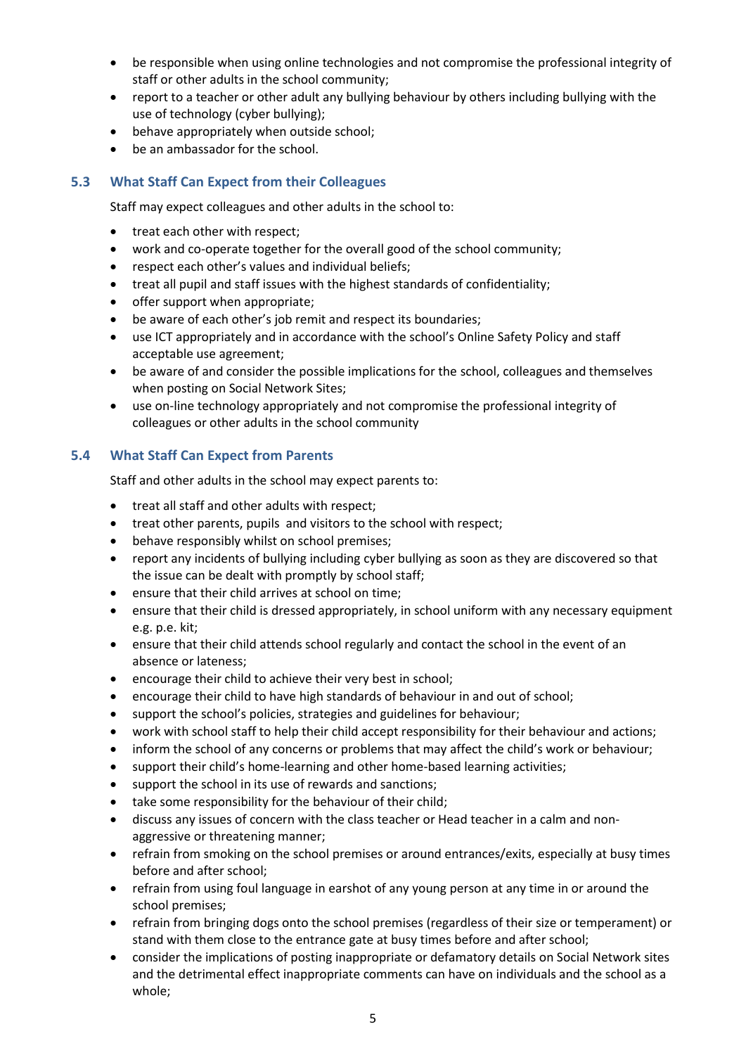- be responsible when using online technologies and not compromise the professional integrity of staff or other adults in the school community;
- report to a teacher or other adult any bullying behaviour by others including bullying with the use of technology (cyber bullying);
- behave appropriately when outside school;
- be an ambassador for the school.

### 5.3 What Staff Can Expect from their Colleagues

Staff may expect colleagues and other adults in the school to:

- treat each other with respect;
- work and co-operate together for the overall good of the school community;
- respect each other's values and individual beliefs;
- treat all pupil and staff issues with the highest standards of confidentiality;
- offer support when appropriate;
- be aware of each other's job remit and respect its boundaries;
- use ICT appropriately and in accordance with the school's Online Safety Policy and staff acceptable use agreement;
- be aware of and consider the possible implications for the school, colleagues and themselves when posting on Social Network Sites;
- use on-line technology appropriately and not compromise the professional integrity of colleagues or other adults in the school community

### 5.4 What Staff Can Expect from Parents

Staff and other adults in the school may expect parents to:

- treat all staff and other adults with respect;
- treat other parents, pupils and visitors to the school with respect;
- behave responsibly whilst on school premises;
- report any incidents of bullying including cyber bullying as soon as they are discovered so that the issue can be dealt with promptly by school staff;
- ensure that their child arrives at school on time;
- ensure that their child is dressed appropriately, in school uniform with any necessary equipment e.g. p.e. kit;
- ensure that their child attends school regularly and contact the school in the event of an absence or lateness;
- encourage their child to achieve their very best in school;
- encourage their child to have high standards of behaviour in and out of school;
- support the school's policies, strategies and guidelines for behaviour;
- work with school staff to help their child accept responsibility for their behaviour and actions;
- inform the school of any concerns or problems that may affect the child's work or behaviour;
- support their child's home-learning and other home-based learning activities;
- support the school in its use of rewards and sanctions;
- take some responsibility for the behaviour of their child;
- discuss any issues of concern with the class teacher or Head teacher in a calm and non-aggressive or threatening manner;
- refrain from smoking on the school premises or around entrances/exits, especially at busy times before and after school;
- refrain from using foul language in earshot of any young person at any time in or around the school premises;
- refrain from bringing dogs onto the school premises (regardless of their size or temperament) or stand with them close to the entrance gate at busy times before and after school;
- consider the implications of posting inappropriate or defamatory details on Social Network sites and the detrimental effect inappropriate comments can have on individuals and the school as a whole;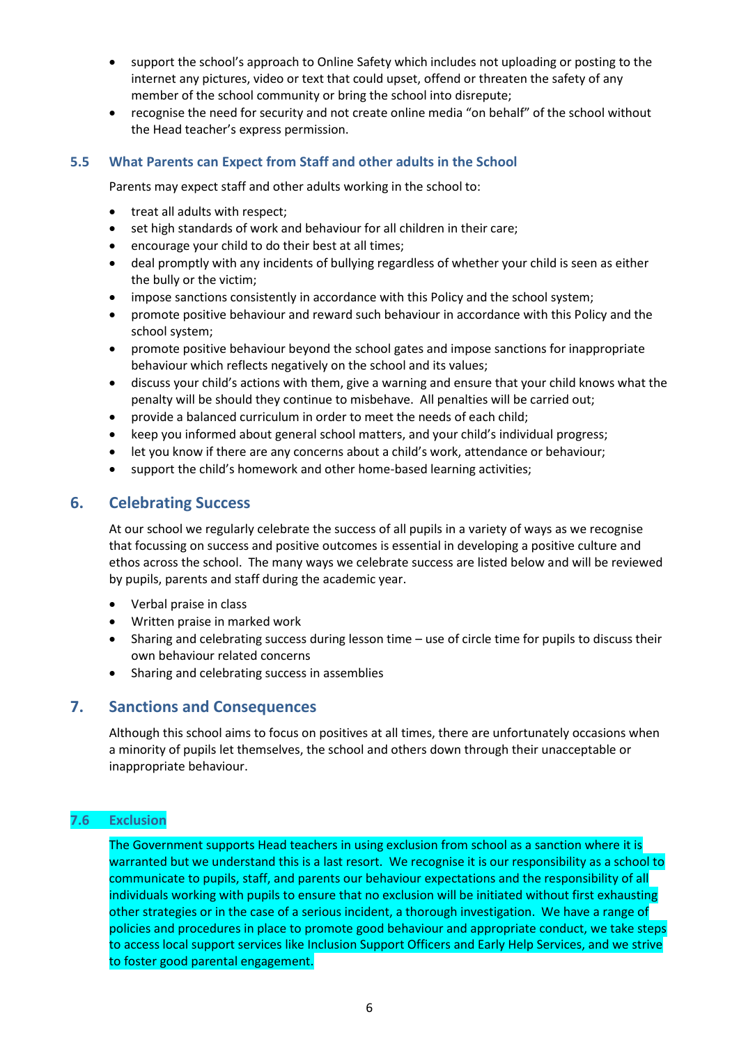- support the school's approach to Online Safety which includes not uploading or posting to the internet any pictures, video or text that could upset, offend or threaten the safety of any member of the school community or bring the school into disrepute;
- recognise the need for security and not create online media "on behalf" of the school without the Head teacher's express permission.

### 5.5 What Parents can Expect from Staff and other adults in the School

Parents may expect staff and other adults working in the school to:

- treat all adults with respect;
- set high standards of work and behaviour for all children in their care;
- encourage your child to do their best at all times;
- deal promptly with any incidents of bullying regardless of whether your child is seen as either the bully or the victim;
- impose sanctions consistently in accordance with this Policy and the school system;
- promote positive behaviour and reward such behaviour in accordance with this Policy and the school system;
- promote positive behaviour beyond the school gates and impose sanctions for inappropriate behaviour which reflects negatively on the school and its values;
- discuss your child's actions with them, give a warning and ensure that your child knows what the penalty will be should they continue to misbehave. All penalties will be carried out;
- provide a balanced curriculum in order to meet the needs of each child;
- keep you informed about general school matters, and your child's individual progress;
- let you know if there are any concerns about a child's work, attendance or behaviour;
- support the child's homework and other home-based learning activities;

## 6. Celebrating Success

At our school we regularly celebrate the success of all pupils in a variety of ways as we recognise that focussing on success and positive outcomes is essential in developing a positive culture and ethos across the school. The many ways we celebrate success are listed below and will be reviewed by pupils, parents and staff during the academic year.

- Verbal praise in class
- Written praise in marked work
- Sharing and celebrating success during lesson time – use of circle time for pupils to discuss their own behaviour related concerns
- Sharing and celebrating success in assemblies

## 7. Sanctions and Consequences

Although this school aims to focus on positives at all times, there are unfortunately occasions when a minority of pupils let themselves, the school and others down through their unacceptable or inappropriate behaviour.

### 7.6 Exclusion

The Government supports Head teachers in using exclusion from school as a sanction where it is warranted but we understand this is a last resort. We recognise it is our responsibility as a school to communicate to pupils, staff, and parents our behaviour expectations and the responsibility of all individuals working with pupils to ensure that no exclusion will be initiated without first exhausting other strategies or in the case of a serious incident, a thorough investigation. We have a range of policies and procedures in place to promote good behaviour and appropriate conduct, we take steps to access local support services like Inclusion Support Officers and Early Help Services, and we strive to foster good parental engagement.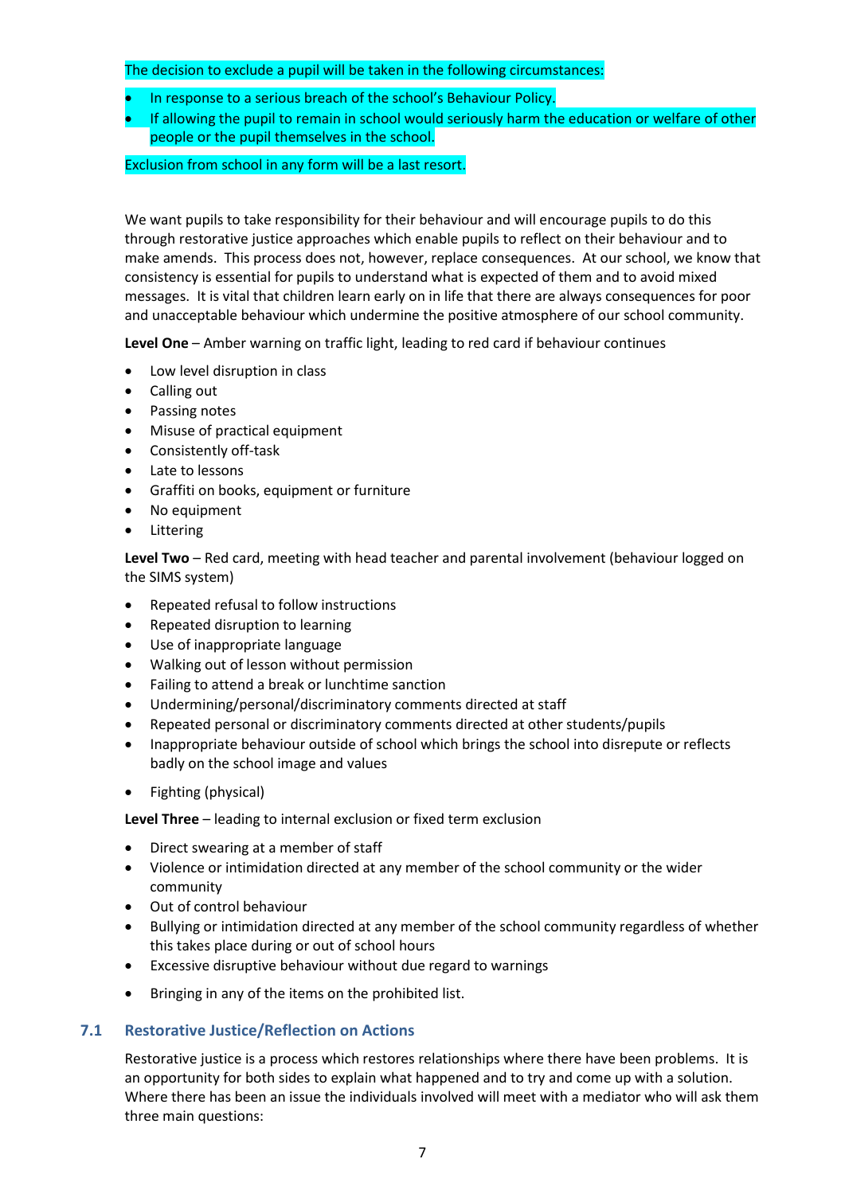The decision to exclude a pupil will be taken in the following circumstances:

- In response to a serious breach of the school's Behaviour Policy.
- If allowing the pupil to remain in school would seriously harm the education or welfare of other people or the pupil themselves in the school.

Exclusion from school in any form will be a last resort.

We want pupils to take responsibility for their behaviour and will encourage pupils to do this through restorative justice approaches which enable pupils to reflect on their behaviour and to make amends. This process does not, however, replace consequences. At our school, we know that consistency is essential for pupils to understand what is expected of them and to avoid mixed messages. It is vital that children learn early on in life that there are always consequences for poor and unacceptable behaviour which undermine the positive atmosphere of our school community.

**Level One** – Amber warning on traffic light, leading to red card if behaviour continues

- Low level disruption in class
- Calling out
- Passing notes
- Misuse of practical equipment
- Consistently off-task
- Late to lessons
- Graffiti on books, equipment or furniture
- No equipment
- Littering

**Level Two** – Red card, meeting with head teacher and parental involvement (behaviour logged on the SIMS system)

- Repeated refusal to follow instructions
- Repeated disruption to learning
- Use of inappropriate language
- Walking out of lesson without permission
- Failing to attend a break or lunchtime sanction
- Undermining/personal/discriminatory comments directed at staff
- Repeated personal or discriminatory comments directed at other students/pupils
- Inappropriate behaviour outside of school which brings the school into disrepute or reflects badly on the school image and values
- Fighting (physical)

**Level Three** – leading to internal exclusion or fixed term exclusion

- Direct swearing at a member of staff
- Violence or intimidation directed at any member of the school community or the wider community
- Out of control behaviour
- Bullying or intimidation directed at any member of the school community regardless of whether this takes place during or out of school hours
- Excessive disruptive behaviour without due regard to warnings
- Bringing in any of the items on the prohibited list.

## 7.1 Restorative Justice/Reflection on Actions

Restorative justice is a process which restores relationships where there have been problems. It is an opportunity for both sides to explain what happened and to try and come up with a solution. Where there has been an issue the individuals involved will meet with a mediator who will ask them three main questions: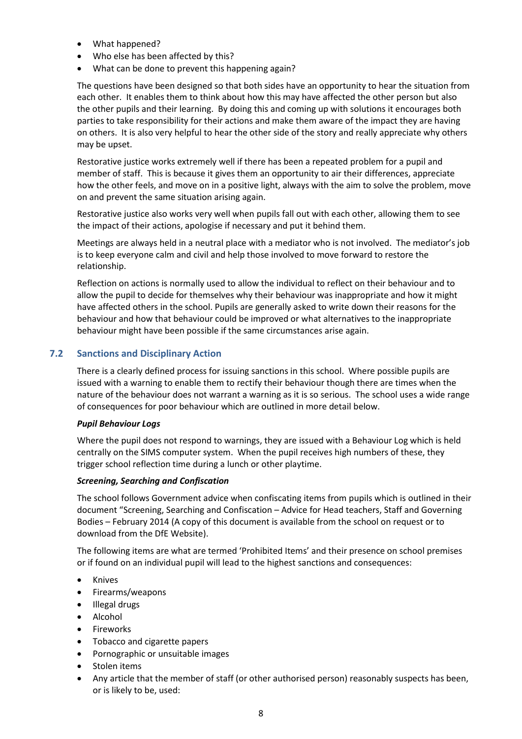- What happened?
- Who else has been affected by this?
- What can be done to prevent this happening again?

The questions have been designed so that both sides have an opportunity to hear the situation from each other. It enables them to think about how this may have affected the other person but also the other pupils and their learning. By doing this and coming up with solutions it encourages both parties to take responsibility for their actions and make them aware of the impact they are having on others. It is also very helpful to hear the other side of the story and really appreciate why others may be upset.

Restorative justice works extremely well if there has been a repeated problem for a pupil and member of staff. This is because it gives them an opportunity to air their differences, appreciate how the other feels, and move on in a positive light, always with the aim to solve the problem, move on and prevent the same situation arising again.

Restorative justice also works very well when pupils fall out with each other, allowing them to see the impact of their actions, apologise if necessary and put it behind them.

Meetings are always held in a neutral place with a mediator who is not involved. The mediator's job is to keep everyone calm and civil and help those involved to move forward to restore the relationship.

Reflection on actions is normally used to allow the individual to reflect on their behaviour and to allow the pupil to decide for themselves why their behaviour was inappropriate and how it might have affected others in the school. Pupils are generally asked to write down their reasons for the behaviour and how that behaviour could be improved or what alternatives to the inappropriate behaviour might have been possible if the same circumstances arise again.

### 7.2 Sanctions and Disciplinary Action

There is a clearly defined process for issuing sanctions in this school. Where possible pupils are issued with a warning to enable them to rectify their behaviour though there are times when the nature of the behaviour does not warrant a warning as it is so serious. The school uses a wide range of consequences for poor behaviour which are outlined in more detail below.

***Pupil Behaviour Logs***

Where the pupil does not respond to warnings, they are issued with a Behaviour Log which is held centrally on the SIMS computer system. When the pupil receives high numbers of these, they trigger school reflection time during a lunch or other playtime.

***Screening, Searching and Confiscation***

The school follows Government advice when confiscating items from pupils which is outlined in their document "Screening, Searching and Confiscation – Advice for Head teachers, Staff and Governing Bodies – February 2014 (A copy of this document is available from the school on request or to download from the DfE Website).

The following items are what are termed 'Prohibited Items' and their presence on school premises or if found on an individual pupil will lead to the highest sanctions and consequences:

- Knives
- Firearms/weapons
- Illegal drugs
- Alcohol
- Fireworks
- Tobacco and cigarette papers
- Pornographic or unsuitable images
- Stolen items
- Any article that the member of staff (or other authorised person) reasonably suspects has been, or is likely to be, used: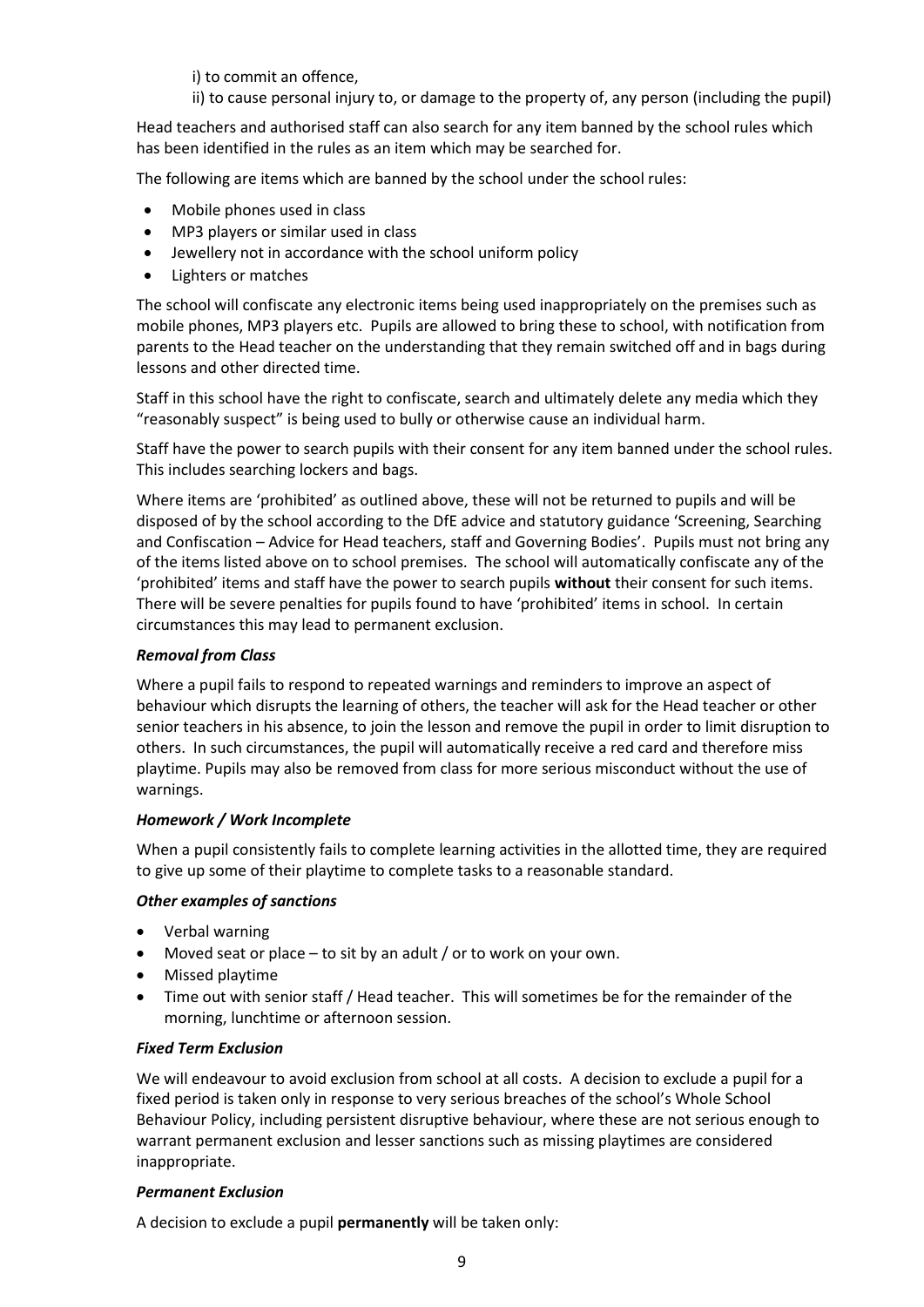i) to commit an offence,

ii) to cause personal injury to, or damage to the property of, any person (including the pupil)

Head teachers and authorised staff can also search for any item banned by the school rules which has been identified in the rules as an item which may be searched for.

The following are items which are banned by the school under the school rules:

- Mobile phones used in class
- MP3 players or similar used in class
- Jewellery not in accordance with the school uniform policy
- Lighters or matches

The school will confiscate any electronic items being used inappropriately on the premises such as mobile phones, MP3 players etc. Pupils are allowed to bring these to school, with notification from parents to the Head teacher on the understanding that they remain switched off and in bags during lessons and other directed time.

Staff in this school have the right to confiscate, search and ultimately delete any media which they "reasonably suspect" is being used to bully or otherwise cause an individual harm.

Staff have the power to search pupils with their consent for any item banned under the school rules. This includes searching lockers and bags.

Where items are 'prohibited' as outlined above, these will not be returned to pupils and will be disposed of by the school according to the DfE advice and statutory guidance 'Screening, Searching and Confiscation – Advice for Head teachers, staff and Governing Bodies'. Pupils must not bring any of the items listed above on to school premises. The school will automatically confiscate any of the 'prohibited' items and staff have the power to search pupils **without** their consent for such items. There will be severe penalties for pupils found to have 'prohibited' items in school. In certain circumstances this may lead to permanent exclusion.

***Removal from Class***

Where a pupil fails to respond to repeated warnings and reminders to improve an aspect of behaviour which disrupts the learning of others, the teacher will ask for the Head teacher or other senior teachers in his absence, to join the lesson and remove the pupil in order to limit disruption to others. In such circumstances, the pupil will automatically receive a red card and therefore miss playtime. Pupils may also be removed from class for more serious misconduct without the use of warnings.

***Homework / Work Incomplete***

When a pupil consistently fails to complete learning activities in the allotted time, they are required to give up some of their playtime to complete tasks to a reasonable standard.

***Other examples of sanctions***

- Verbal warning
- Moved seat or place – to sit by an adult / or to work on your own.
- Missed playtime
- Time out with senior staff / Head teacher. This will sometimes be for the remainder of the morning, lunchtime or afternoon session.

***Fixed Term Exclusion***

We will endeavour to avoid exclusion from school at all costs. A decision to exclude a pupil for a fixed period is taken only in response to very serious breaches of the school's Whole School Behaviour Policy, including persistent disruptive behaviour, where these are not serious enough to warrant permanent exclusion and lesser sanctions such as missing playtimes are considered inappropriate.

***Permanent Exclusion***

A decision to exclude a pupil **permanently** will be taken only: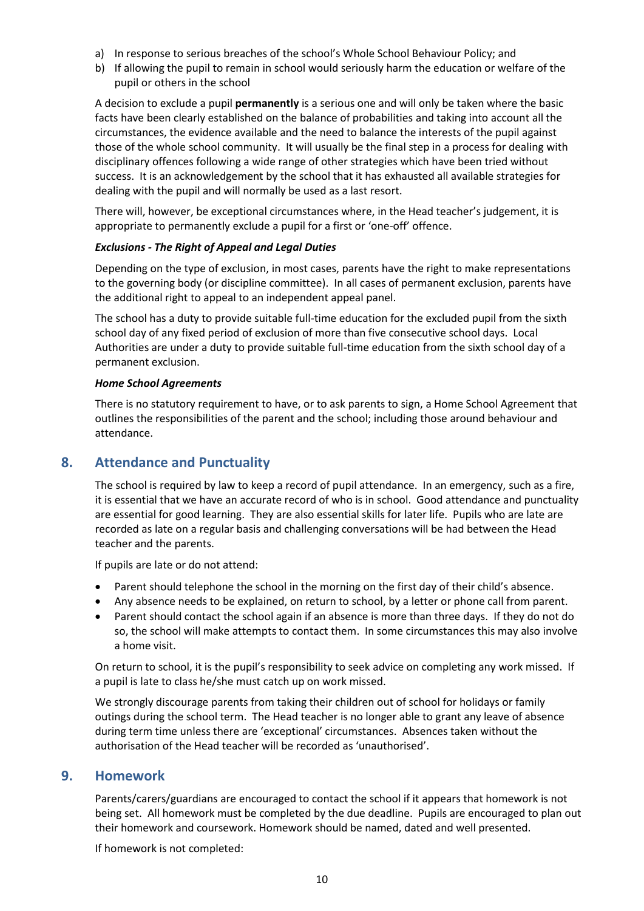a) In response to serious breaches of the school's Whole School Behaviour Policy; and
b) If allowing the pupil to remain in school would seriously harm the education or welfare of the pupil or others in the school

A decision to exclude a pupil **permanently** is a serious one and will only be taken where the basic facts have been clearly established on the balance of probabilities and taking into account all the circumstances, the evidence available and the need to balance the interests of the pupil against those of the whole school community. It will usually be the final step in a process for dealing with disciplinary offences following a wide range of other strategies which have been tried without success. It is an acknowledgement by the school that it has exhausted all available strategies for dealing with the pupil and will normally be used as a last resort.

There will, however, be exceptional circumstances where, in the Head teacher's judgement, it is appropriate to permanently exclude a pupil for a first or 'one-off' offence.

***Exclusions - The Right of Appeal and Legal Duties***

Depending on the type of exclusion, in most cases, parents have the right to make representations to the governing body (or discipline committee). In all cases of permanent exclusion, parents have the additional right to appeal to an independent appeal panel.

The school has a duty to provide suitable full-time education for the excluded pupil from the sixth school day of any fixed period of exclusion of more than five consecutive school days. Local Authorities are under a duty to provide suitable full-time education from the sixth school day of a permanent exclusion.

***Home School Agreements***

There is no statutory requirement to have, or to ask parents to sign, a Home School Agreement that outlines the responsibilities of the parent and the school; including those around behaviour and attendance.

## 8. Attendance and Punctuality

The school is required by law to keep a record of pupil attendance. In an emergency, such as a fire, it is essential that we have an accurate record of who is in school. Good attendance and punctuality are essential for good learning. They are also essential skills for later life. Pupils who are late are recorded as late on a regular basis and challenging conversations will be had between the Head teacher and the parents.

If pupils are late or do not attend:

- Parent should telephone the school in the morning on the first day of their child's absence.
- Any absence needs to be explained, on return to school, by a letter or phone call from parent.
- Parent should contact the school again if an absence is more than three days. If they do not do so, the school will make attempts to contact them. In some circumstances this may also involve a home visit.

On return to school, it is the pupil's responsibility to seek advice on completing any work missed. If a pupil is late to class he/she must catch up on work missed.

We strongly discourage parents from taking their children out of school for holidays or family outings during the school term. The Head teacher is no longer able to grant any leave of absence during term time unless there are 'exceptional' circumstances. Absences taken without the authorisation of the Head teacher will be recorded as 'unauthorised'.

## 9. Homework

Parents/carers/guardians are encouraged to contact the school if it appears that homework is not being set. All homework must be completed by the due deadline. Pupils are encouraged to plan out their homework and coursework. Homework should be named, dated and well presented.

If homework is not completed: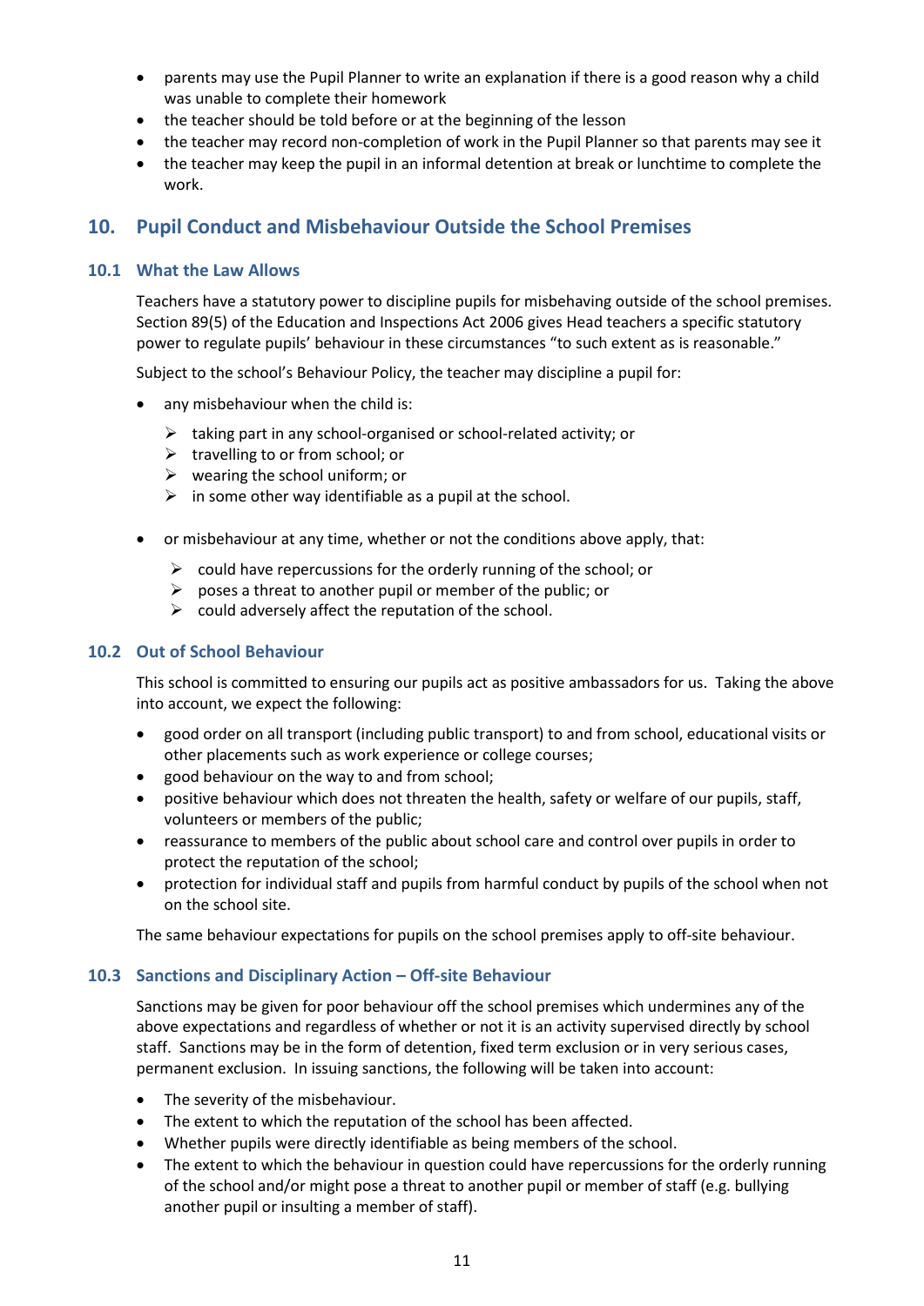- parents may use the Pupil Planner to write an explanation if there is a good reason why a child was unable to complete their homework
- the teacher should be told before or at the beginning of the lesson
- the teacher may record non-completion of work in the Pupil Planner so that parents may see it
- the teacher may keep the pupil in an informal detention at break or lunchtime to complete the work.

## 10. Pupil Conduct and Misbehaviour Outside the School Premises

### 10.1 What the Law Allows

Teachers have a statutory power to discipline pupils for misbehaving outside of the school premises. Section 89(5) of the Education and Inspections Act 2006 gives Head teachers a specific statutory power to regulate pupils' behaviour in these circumstances "to such extent as is reasonable."

Subject to the school's Behaviour Policy, the teacher may discipline a pupil for:

- any misbehaviour when the child is:
  - taking part in any school-organised or school-related activity; or
  - travelling to or from school; or
  - wearing the school uniform; or
  - in some other way identifiable as a pupil at the school.
- or misbehaviour at any time, whether or not the conditions above apply, that:
  - could have repercussions for the orderly running of the school; or
  - poses a threat to another pupil or member of the public; or
  - could adversely affect the reputation of the school.

### 10.2 Out of School Behaviour

This school is committed to ensuring our pupils act as positive ambassadors for us. Taking the above into account, we expect the following:

- good order on all transport (including public transport) to and from school, educational visits or other placements such as work experience or college courses;
- good behaviour on the way to and from school;
- positive behaviour which does not threaten the health, safety or welfare of our pupils, staff, volunteers or members of the public;
- reassurance to members of the public about school care and control over pupils in order to protect the reputation of the school;
- protection for individual staff and pupils from harmful conduct by pupils of the school when not on the school site.

The same behaviour expectations for pupils on the school premises apply to off-site behaviour.

### 10.3 Sanctions and Disciplinary Action – Off-site Behaviour

Sanctions may be given for poor behaviour off the school premises which undermines any of the above expectations and regardless of whether or not it is an activity supervised directly by school staff. Sanctions may be in the form of detention, fixed term exclusion or in very serious cases, permanent exclusion. In issuing sanctions, the following will be taken into account:

- The severity of the misbehaviour.
- The extent to which the reputation of the school has been affected.
- Whether pupils were directly identifiable as being members of the school.
- The extent to which the behaviour in question could have repercussions for the orderly running of the school and/or might pose a threat to another pupil or member of staff (e.g. bullying another pupil or insulting a member of staff).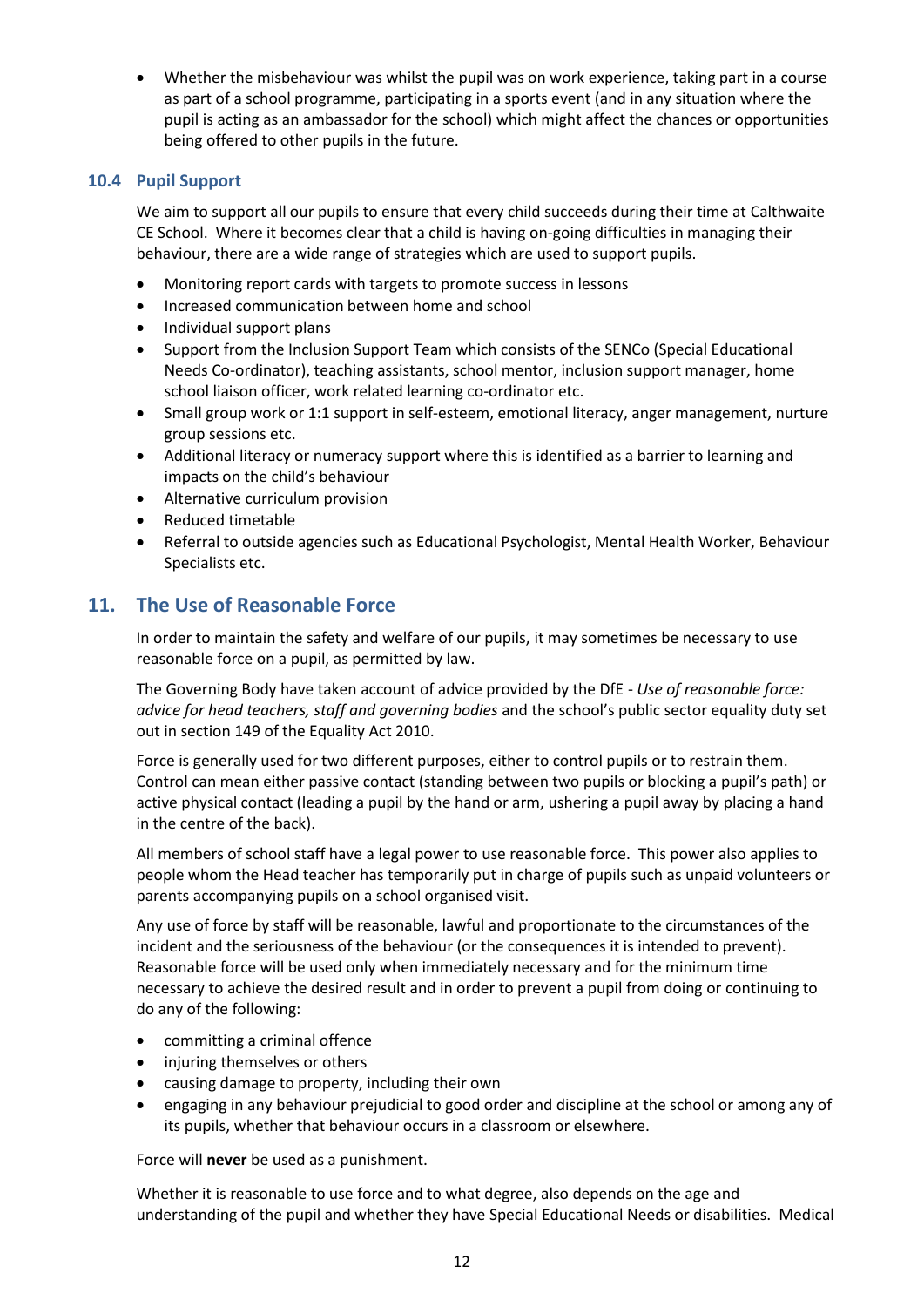- Whether the misbehaviour was whilst the pupil was on work experience, taking part in a course as part of a school programme, participating in a sports event (and in any situation where the pupil is acting as an ambassador for the school) which might affect the chances or opportunities being offered to other pupils in the future.

### 10.4 Pupil Support

We aim to support all our pupils to ensure that every child succeeds during their time at Calthwaite CE School. Where it becomes clear that a child is having on-going difficulties in managing their behaviour, there are a wide range of strategies which are used to support pupils.

- Monitoring report cards with targets to promote success in lessons
- Increased communication between home and school
- Individual support plans
- Support from the Inclusion Support Team which consists of the SENCo (Special Educational Needs Co-ordinator), teaching assistants, school mentor, inclusion support manager, home school liaison officer, work related learning co-ordinator etc.
- Small group work or 1:1 support in self-esteem, emotional literacy, anger management, nurture group sessions etc.
- Additional literacy or numeracy support where this is identified as a barrier to learning and impacts on the child's behaviour
- Alternative curriculum provision
- Reduced timetable
- Referral to outside agencies such as Educational Psychologist, Mental Health Worker, Behaviour Specialists etc.

## 11. The Use of Reasonable Force

In order to maintain the safety and welfare of our pupils, it may sometimes be necessary to use reasonable force on a pupil, as permitted by law.

The Governing Body have taken account of advice provided by the DfE - *Use of reasonable force: advice for head teachers, staff and governing bodies* and the school's public sector equality duty set out in section 149 of the Equality Act 2010.

Force is generally used for two different purposes, either to control pupils or to restrain them. Control can mean either passive contact (standing between two pupils or blocking a pupil's path) or active physical contact (leading a pupil by the hand or arm, ushering a pupil away by placing a hand in the centre of the back).

All members of school staff have a legal power to use reasonable force. This power also applies to people whom the Head teacher has temporarily put in charge of pupils such as unpaid volunteers or parents accompanying pupils on a school organised visit.

Any use of force by staff will be reasonable, lawful and proportionate to the circumstances of the incident and the seriousness of the behaviour (or the consequences it is intended to prevent). Reasonable force will be used only when immediately necessary and for the minimum time necessary to achieve the desired result and in order to prevent a pupil from doing or continuing to do any of the following:

- committing a criminal offence
- injuring themselves or others
- causing damage to property, including their own
- engaging in any behaviour prejudicial to good order and discipline at the school or among any of its pupils, whether that behaviour occurs in a classroom or elsewhere.

Force will **never** be used as a punishment.

Whether it is reasonable to use force and to what degree, also depends on the age and understanding of the pupil and whether they have Special Educational Needs or disabilities. Medical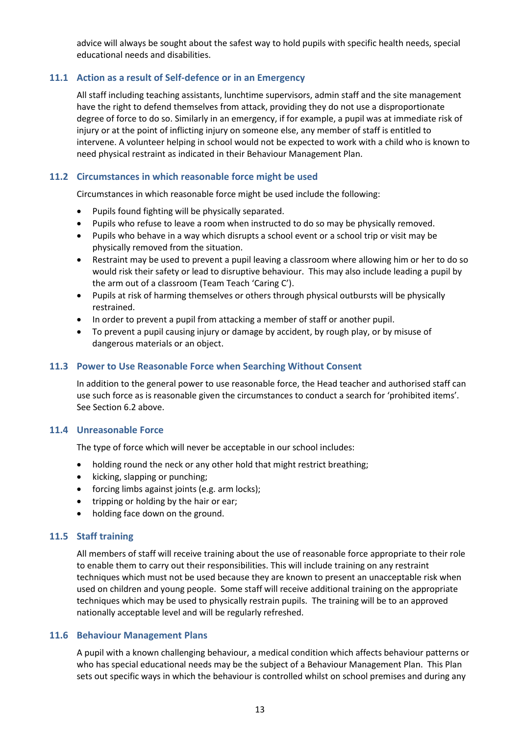advice will always be sought about the safest way to hold pupils with specific health needs, special educational needs and disabilities.

### 11.1 Action as a result of Self-defence or in an Emergency

All staff including teaching assistants, lunchtime supervisors, admin staff and the site management have the right to defend themselves from attack, providing they do not use a disproportionate degree of force to do so. Similarly in an emergency, if for example, a pupil was at immediate risk of injury or at the point of inflicting injury on someone else, any member of staff is entitled to intervene. A volunteer helping in school would not be expected to work with a child who is known to need physical restraint as indicated in their Behaviour Management Plan.

### 11.2 Circumstances in which reasonable force might be used

Circumstances in which reasonable force might be used include the following:

- Pupils found fighting will be physically separated.
- Pupils who refuse to leave a room when instructed to do so may be physically removed.
- Pupils who behave in a way which disrupts a school event or a school trip or visit may be physically removed from the situation.
- Restraint may be used to prevent a pupil leaving a classroom where allowing him or her to do so would risk their safety or lead to disruptive behaviour. This may also include leading a pupil by the arm out of a classroom (Team Teach 'Caring C').
- Pupils at risk of harming themselves or others through physical outbursts will be physically restrained.
- In order to prevent a pupil from attacking a member of staff or another pupil.
- To prevent a pupil causing injury or damage by accident, by rough play, or by misuse of dangerous materials or an object.

### 11.3 Power to Use Reasonable Force when Searching Without Consent

In addition to the general power to use reasonable force, the Head teacher and authorised staff can use such force as is reasonable given the circumstances to conduct a search for 'prohibited items'. See Section 6.2 above.

### 11.4 Unreasonable Force

The type of force which will never be acceptable in our school includes:

- holding round the neck or any other hold that might restrict breathing;
- kicking, slapping or punching;
- forcing limbs against joints (e.g. arm locks);
- tripping or holding by the hair or ear;
- holding face down on the ground.

### 11.5 Staff training

All members of staff will receive training about the use of reasonable force appropriate to their role to enable them to carry out their responsibilities. This will include training on any restraint techniques which must not be used because they are known to present an unacceptable risk when used on children and young people. Some staff will receive additional training on the appropriate techniques which may be used to physically restrain pupils. The training will be to an approved nationally acceptable level and will be regularly refreshed.

### 11.6 Behaviour Management Plans

A pupil with a known challenging behaviour, a medical condition which affects behaviour patterns or who has special educational needs may be the subject of a Behaviour Management Plan. This Plan sets out specific ways in which the behaviour is controlled whilst on school premises and during any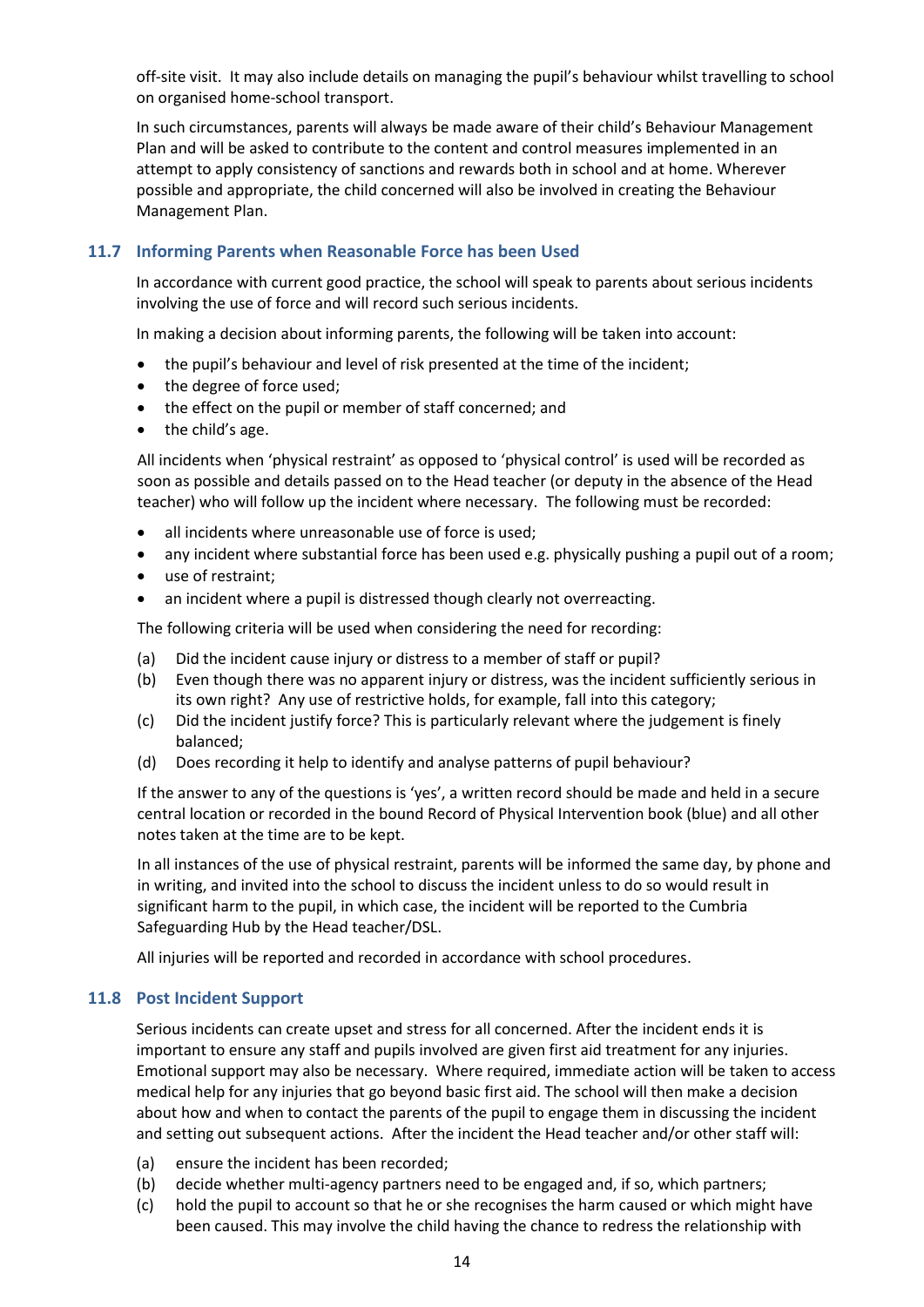off-site visit. It may also include details on managing the pupil's behaviour whilst travelling to school on organised home-school transport.

In such circumstances, parents will always be made aware of their child's Behaviour Management Plan and will be asked to contribute to the content and control measures implemented in an attempt to apply consistency of sanctions and rewards both in school and at home. Wherever possible and appropriate, the child concerned will also be involved in creating the Behaviour Management Plan.

### 11.7 Informing Parents when Reasonable Force has been Used

In accordance with current good practice, the school will speak to parents about serious incidents involving the use of force and will record such serious incidents.

In making a decision about informing parents, the following will be taken into account:

- the pupil's behaviour and level of risk presented at the time of the incident;
- the degree of force used;
- the effect on the pupil or member of staff concerned; and
- the child's age.

All incidents when 'physical restraint' as opposed to 'physical control' is used will be recorded as soon as possible and details passed on to the Head teacher (or deputy in the absence of the Head teacher) who will follow up the incident where necessary. The following must be recorded:

- all incidents where unreasonable use of force is used;
- any incident where substantial force has been used e.g. physically pushing a pupil out of a room;
- use of restraint;
- an incident where a pupil is distressed though clearly not overreacting.

The following criteria will be used when considering the need for recording:

(a) Did the incident cause injury or distress to a member of staff or pupil?
(b) Even though there was no apparent injury or distress, was the incident sufficiently serious in its own right? Any use of restrictive holds, for example, fall into this category;
(c) Did the incident justify force? This is particularly relevant where the judgement is finely balanced;
(d) Does recording it help to identify and analyse patterns of pupil behaviour?

If the answer to any of the questions is 'yes', a written record should be made and held in a secure central location or recorded in the bound Record of Physical Intervention book (blue) and all other notes taken at the time are to be kept.

In all instances of the use of physical restraint, parents will be informed the same day, by phone and in writing, and invited into the school to discuss the incident unless to do so would result in significant harm to the pupil, in which case, the incident will be reported to the Cumbria Safeguarding Hub by the Head teacher/DSL.

All injuries will be reported and recorded in accordance with school procedures.

### 11.8 Post Incident Support

Serious incidents can create upset and stress for all concerned. After the incident ends it is important to ensure any staff and pupils involved are given first aid treatment for any injuries. Emotional support may also be necessary. Where required, immediate action will be taken to access medical help for any injuries that go beyond basic first aid. The school will then make a decision about how and when to contact the parents of the pupil to engage them in discussing the incident and setting out subsequent actions. After the incident the Head teacher and/or other staff will:

(a) ensure the incident has been recorded;
(b) decide whether multi-agency partners need to be engaged and, if so, which partners;
(c) hold the pupil to account so that he or she recognises the harm caused or which might have been caused. This may involve the child having the chance to redress the relationship with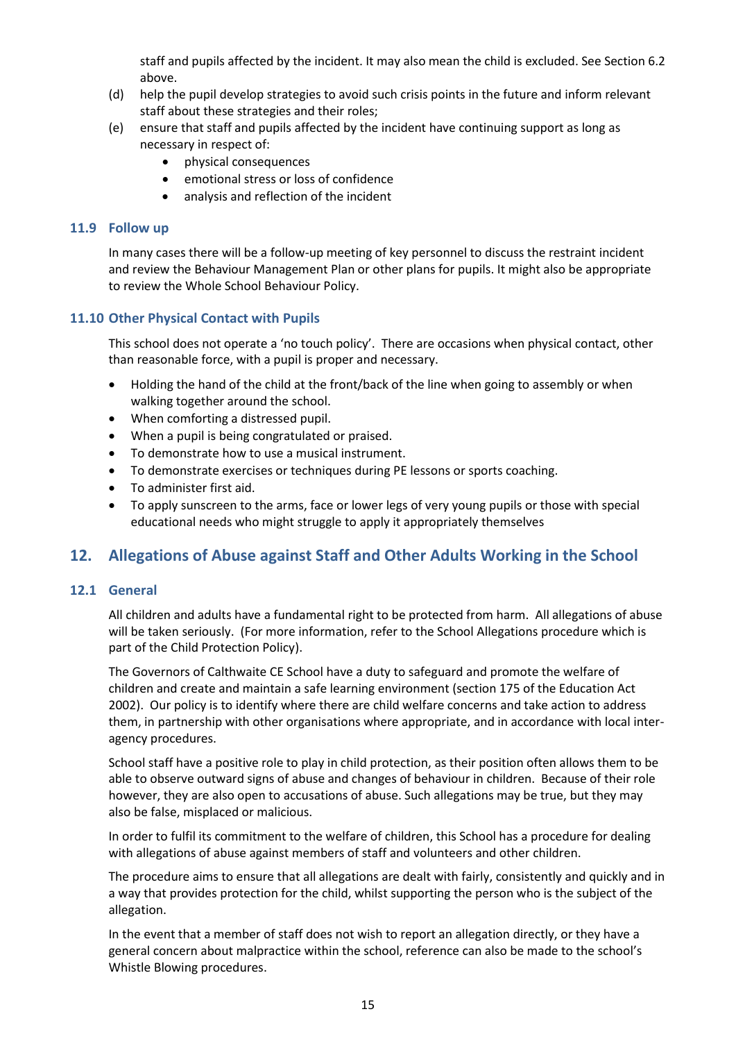staff and pupils affected by the incident. It may also mean the child is excluded. See Section 6.2 above.

(d) help the pupil develop strategies to avoid such crisis points in the future and inform relevant staff about these strategies and their roles;

(e) ensure that staff and pupils affected by the incident have continuing support as long as necessary in respect of:

- physical consequences
- emotional stress or loss of confidence
- analysis and reflection of the incident

### 11.9 Follow up

In many cases there will be a follow-up meeting of key personnel to discuss the restraint incident and review the Behaviour Management Plan or other plans for pupils. It might also be appropriate to review the Whole School Behaviour Policy.

### 11.10 Other Physical Contact with Pupils

This school does not operate a 'no touch policy'. There are occasions when physical contact, other than reasonable force, with a pupil is proper and necessary.

- Holding the hand of the child at the front/back of the line when going to assembly or when walking together around the school.
- When comforting a distressed pupil.
- When a pupil is being congratulated or praised.
- To demonstrate how to use a musical instrument.
- To demonstrate exercises or techniques during PE lessons or sports coaching.
- To administer first aid.
- To apply sunscreen to the arms, face or lower legs of very young pupils or those with special educational needs who might struggle to apply it appropriately themselves

## 12. Allegations of Abuse against Staff and Other Adults Working in the School

### 12.1 General

All children and adults have a fundamental right to be protected from harm. All allegations of abuse will be taken seriously. (For more information, refer to the School Allegations procedure which is part of the Child Protection Policy).

The Governors of Calthwaite CE School have a duty to safeguard and promote the welfare of children and create and maintain a safe learning environment (section 175 of the Education Act 2002). Our policy is to identify where there are child welfare concerns and take action to address them, in partnership with other organisations where appropriate, and in accordance with local inter-agency procedures.

School staff have a positive role to play in child protection, as their position often allows them to be able to observe outward signs of abuse and changes of behaviour in children. Because of their role however, they are also open to accusations of abuse. Such allegations may be true, but they may also be false, misplaced or malicious.

In order to fulfil its commitment to the welfare of children, this School has a procedure for dealing with allegations of abuse against members of staff and volunteers and other children.

The procedure aims to ensure that all allegations are dealt with fairly, consistently and quickly and in a way that provides protection for the child, whilst supporting the person who is the subject of the allegation.

In the event that a member of staff does not wish to report an allegation directly, or they have a general concern about malpractice within the school, reference can also be made to the school's Whistle Blowing procedures.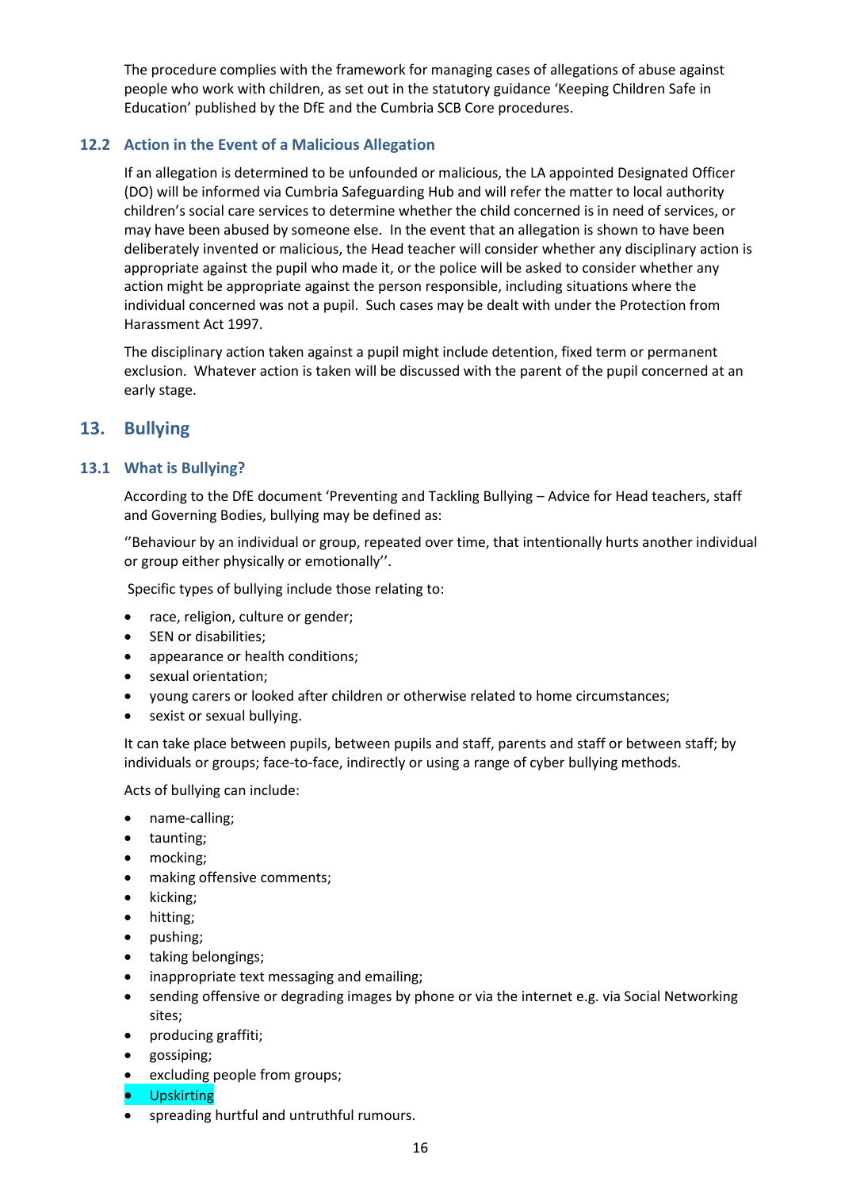The procedure complies with the framework for managing cases of allegations of abuse against people who work with children, as set out in the statutory guidance 'Keeping Children Safe in Education' published by the DfE and the Cumbria SCB Core procedures.

### 12.2 Action in the Event of a Malicious Allegation

If an allegation is determined to be unfounded or malicious, the LA appointed Designated Officer (DO) will be informed via Cumbria Safeguarding Hub and will refer the matter to local authority children's social care services to determine whether the child concerned is in need of services, or may have been abused by someone else. In the event that an allegation is shown to have been deliberately invented or malicious, the Head teacher will consider whether any disciplinary action is appropriate against the pupil who made it, or the police will be asked to consider whether any action might be appropriate against the person responsible, including situations where the individual concerned was not a pupil. Such cases may be dealt with under the Protection from Harassment Act 1997.

The disciplinary action taken against a pupil might include detention, fixed term or permanent exclusion. Whatever action is taken will be discussed with the parent of the pupil concerned at an early stage.

## 13. Bullying

### 13.1 What is Bullying?

According to the DfE document 'Preventing and Tackling Bullying – Advice for Head teachers, staff and Governing Bodies, bullying may be defined as:

''Behaviour by an individual or group, repeated over time, that intentionally hurts another individual or group either physically or emotionally''.

Specific types of bullying include those relating to:

- race, religion, culture or gender;
- SEN or disabilities;
- appearance or health conditions;
- sexual orientation;
- young carers or looked after children or otherwise related to home circumstances;
- sexist or sexual bullying.

It can take place between pupils, between pupils and staff, parents and staff or between staff; by individuals or groups; face-to-face, indirectly or using a range of cyber bullying methods.

Acts of bullying can include:

- name-calling;
- taunting;
- mocking;
- making offensive comments;
- kicking;
- hitting;
- pushing;
- taking belongings;
- inappropriate text messaging and emailing;
- sending offensive or degrading images by phone or via the internet e.g. via Social Networking sites;
- producing graffiti;
- gossiping;
- excluding people from groups;
- Upskirting
- spreading hurtful and untruthful rumours.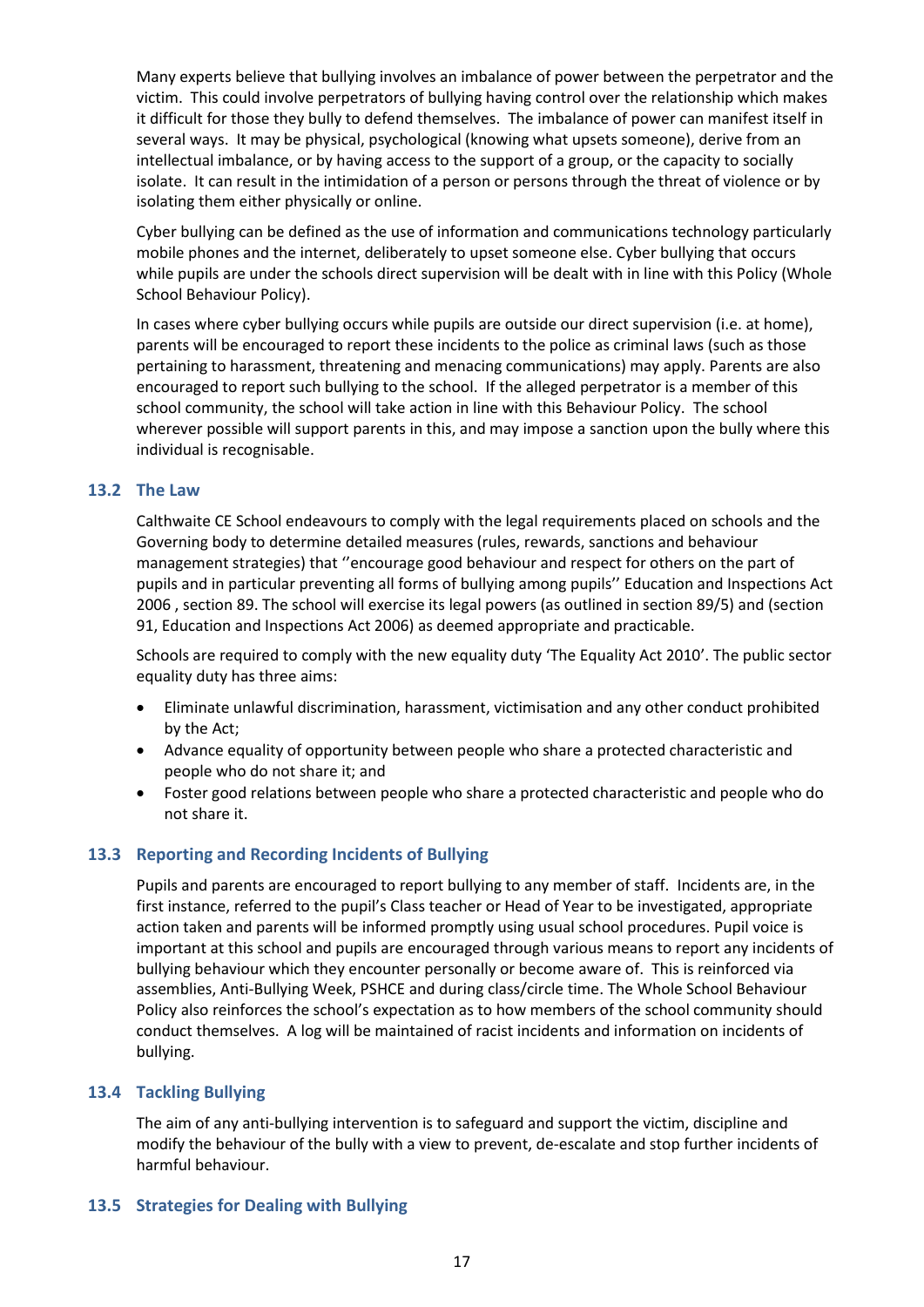Many experts believe that bullying involves an imbalance of power between the perpetrator and the victim. This could involve perpetrators of bullying having control over the relationship which makes it difficult for those they bully to defend themselves. The imbalance of power can manifest itself in several ways. It may be physical, psychological (knowing what upsets someone), derive from an intellectual imbalance, or by having access to the support of a group, or the capacity to socially isolate. It can result in the intimidation of a person or persons through the threat of violence or by isolating them either physically or online.

Cyber bullying can be defined as the use of information and communications technology particularly mobile phones and the internet, deliberately to upset someone else. Cyber bullying that occurs while pupils are under the schools direct supervision will be dealt with in line with this Policy (Whole School Behaviour Policy).

In cases where cyber bullying occurs while pupils are outside our direct supervision (i.e. at home), parents will be encouraged to report these incidents to the police as criminal laws (such as those pertaining to harassment, threatening and menacing communications) may apply. Parents are also encouraged to report such bullying to the school. If the alleged perpetrator is a member of this school community, the school will take action in line with this Behaviour Policy. The school wherever possible will support parents in this, and may impose a sanction upon the bully where this individual is recognisable.

### 13.2 The Law

Calthwaite CE School endeavours to comply with the legal requirements placed on schools and the Governing body to determine detailed measures (rules, rewards, sanctions and behaviour management strategies) that ''encourage good behaviour and respect for others on the part of pupils and in particular preventing all forms of bullying among pupils'' Education and Inspections Act 2006 , section 89. The school will exercise its legal powers (as outlined in section 89/5) and (section 91, Education and Inspections Act 2006) as deemed appropriate and practicable.

Schools are required to comply with the new equality duty 'The Equality Act 2010'. The public sector equality duty has three aims:

- Eliminate unlawful discrimination, harassment, victimisation and any other conduct prohibited by the Act;
- Advance equality of opportunity between people who share a protected characteristic and people who do not share it; and
- Foster good relations between people who share a protected characteristic and people who do not share it.

### 13.3 Reporting and Recording Incidents of Bullying

Pupils and parents are encouraged to report bullying to any member of staff. Incidents are, in the first instance, referred to the pupil's Class teacher or Head of Year to be investigated, appropriate action taken and parents will be informed promptly using usual school procedures. Pupil voice is important at this school and pupils are encouraged through various means to report any incidents of bullying behaviour which they encounter personally or become aware of. This is reinforced via assemblies, Anti-Bullying Week, PSHCE and during class/circle time. The Whole School Behaviour Policy also reinforces the school's expectation as to how members of the school community should conduct themselves. A log will be maintained of racist incidents and information on incidents of bullying.

### 13.4 Tackling Bullying

The aim of any anti-bullying intervention is to safeguard and support the victim, discipline and modify the behaviour of the bully with a view to prevent, de-escalate and stop further incidents of harmful behaviour.

### 13.5 Strategies for Dealing with Bullying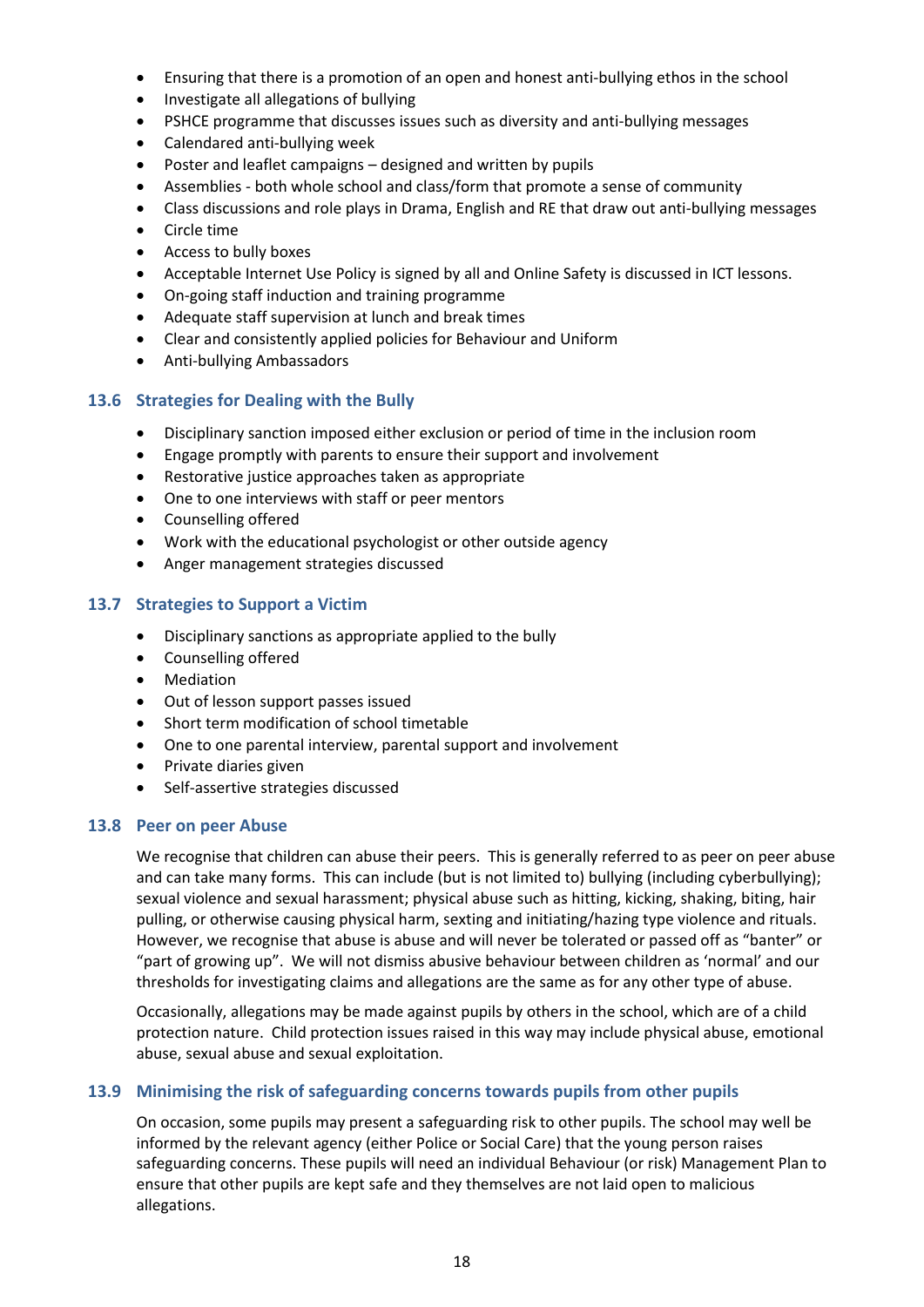- Ensuring that there is a promotion of an open and honest anti-bullying ethos in the school
- Investigate all allegations of bullying
- PSHCE programme that discusses issues such as diversity and anti-bullying messages
- Calendared anti-bullying week
- Poster and leaflet campaigns – designed and written by pupils
- Assemblies - both whole school and class/form that promote a sense of community
- Class discussions and role plays in Drama, English and RE that draw out anti-bullying messages
- Circle time
- Access to bully boxes
- Acceptable Internet Use Policy is signed by all and Online Safety is discussed in ICT lessons.
- On-going staff induction and training programme
- Adequate staff supervision at lunch and break times
- Clear and consistently applied policies for Behaviour and Uniform
- Anti-bullying Ambassadors

### 13.6 Strategies for Dealing with the Bully

- Disciplinary sanction imposed either exclusion or period of time in the inclusion room
- Engage promptly with parents to ensure their support and involvement
- Restorative justice approaches taken as appropriate
- One to one interviews with staff or peer mentors
- Counselling offered
- Work with the educational psychologist or other outside agency
- Anger management strategies discussed

### 13.7 Strategies to Support a Victim

- Disciplinary sanctions as appropriate applied to the bully
- Counselling offered
- Mediation
- Out of lesson support passes issued
- Short term modification of school timetable
- One to one parental interview, parental support and involvement
- Private diaries given
- Self-assertive strategies discussed

### 13.8 Peer on peer Abuse

We recognise that children can abuse their peers. This is generally referred to as peer on peer abuse and can take many forms. This can include (but is not limited to) bullying (including cyberbullying); sexual violence and sexual harassment; physical abuse such as hitting, kicking, shaking, biting, hair pulling, or otherwise causing physical harm, sexting and initiating/hazing type violence and rituals. However, we recognise that abuse is abuse and will never be tolerated or passed off as "banter" or "part of growing up". We will not dismiss abusive behaviour between children as 'normal' and our thresholds for investigating claims and allegations are the same as for any other type of abuse.

Occasionally, allegations may be made against pupils by others in the school, which are of a child protection nature. Child protection issues raised in this way may include physical abuse, emotional abuse, sexual abuse and sexual exploitation.

### 13.9 Minimising the risk of safeguarding concerns towards pupils from other pupils

On occasion, some pupils may present a safeguarding risk to other pupils. The school may well be informed by the relevant agency (either Police or Social Care) that the young person raises safeguarding concerns. These pupils will need an individual Behaviour (or risk) Management Plan to ensure that other pupils are kept safe and they themselves are not laid open to malicious allegations.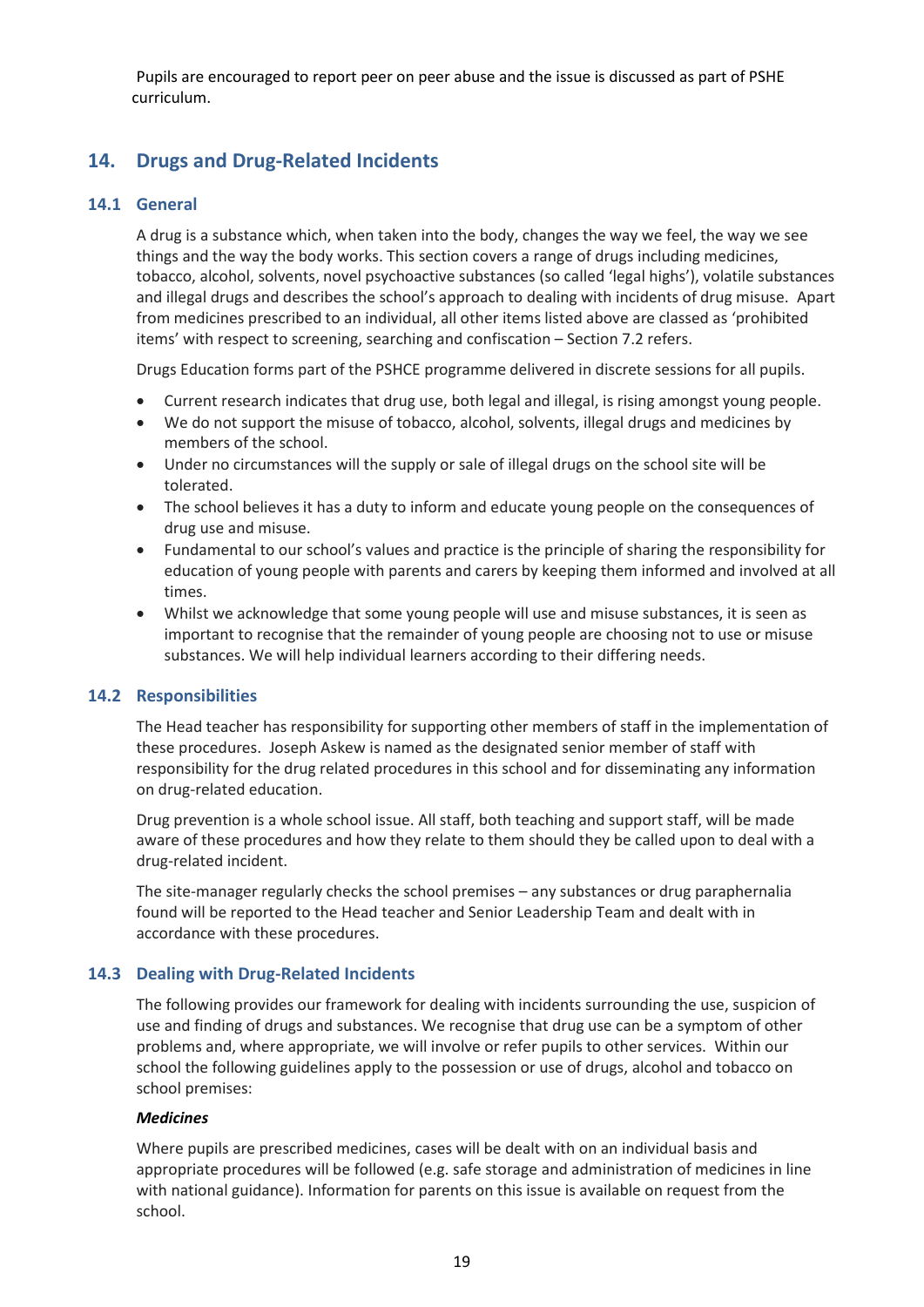Pupils are encouraged to report peer on peer abuse and the issue is discussed as part of PSHE curriculum.

## 14. Drugs and Drug-Related Incidents

### 14.1 General

A drug is a substance which, when taken into the body, changes the way we feel, the way we see things and the way the body works. This section covers a range of drugs including medicines, tobacco, alcohol, solvents, novel psychoactive substances (so called 'legal highs'), volatile substances and illegal drugs and describes the school's approach to dealing with incidents of drug misuse. Apart from medicines prescribed to an individual, all other items listed above are classed as 'prohibited items' with respect to screening, searching and confiscation – Section 7.2 refers.

Drugs Education forms part of the PSHCE programme delivered in discrete sessions for all pupils.

- Current research indicates that drug use, both legal and illegal, is rising amongst young people.
- We do not support the misuse of tobacco, alcohol, solvents, illegal drugs and medicines by members of the school.
- Under no circumstances will the supply or sale of illegal drugs on the school site will be tolerated.
- The school believes it has a duty to inform and educate young people on the consequences of drug use and misuse.
- Fundamental to our school's values and practice is the principle of sharing the responsibility for education of young people with parents and carers by keeping them informed and involved at all times.
- Whilst we acknowledge that some young people will use and misuse substances, it is seen as important to recognise that the remainder of young people are choosing not to use or misuse substances. We will help individual learners according to their differing needs.

### 14.2 Responsibilities

The Head teacher has responsibility for supporting other members of staff in the implementation of these procedures. Joseph Askew is named as the designated senior member of staff with responsibility for the drug related procedures in this school and for disseminating any information on drug-related education.

Drug prevention is a whole school issue. All staff, both teaching and support staff, will be made aware of these procedures and how they relate to them should they be called upon to deal with a drug-related incident.

The site-manager regularly checks the school premises – any substances or drug paraphernalia found will be reported to the Head teacher and Senior Leadership Team and dealt with in accordance with these procedures.

### 14.3 Dealing with Drug-Related Incidents

The following provides our framework for dealing with incidents surrounding the use, suspicion of use and finding of drugs and substances. We recognise that drug use can be a symptom of other problems and, where appropriate, we will involve or refer pupils to other services. Within our school the following guidelines apply to the possession or use of drugs, alcohol and tobacco on school premises:

***Medicines***

Where pupils are prescribed medicines, cases will be dealt with on an individual basis and appropriate procedures will be followed (e.g. safe storage and administration of medicines in line with national guidance). Information for parents on this issue is available on request from the school.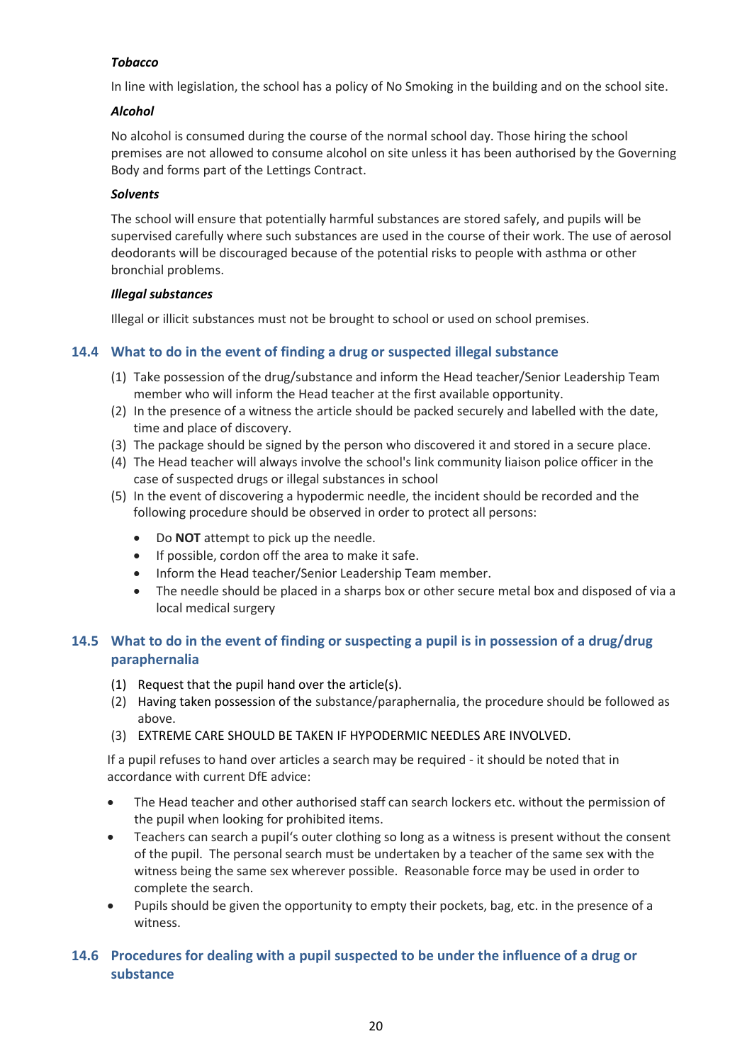#### *Tobacco*

In line with legislation, the school has a policy of No Smoking in the building and on the school site.

#### *Alcohol*

No alcohol is consumed during the course of the normal school day. Those hiring the school premises are not allowed to consume alcohol on site unless it has been authorised by the Governing Body and forms part of the Lettings Contract.

#### *Solvents*

The school will ensure that potentially harmful substances are stored safely, and pupils will be supervised carefully where such substances are used in the course of their work. The use of aerosol deodorants will be discouraged because of the potential risks to people with asthma or other bronchial problems.

#### *Illegal substances*

Illegal or illicit substances must not be brought to school or used on school premises.

### 14.4 What to do in the event of finding a drug or suspected illegal substance

(1) Take possession of the drug/substance and inform the Head teacher/Senior Leadership Team member who will inform the Head teacher at the first available opportunity.
(2) In the presence of a witness the article should be packed securely and labelled with the date, time and place of discovery.
(3) The package should be signed by the person who discovered it and stored in a secure place.
(4) The Head teacher will always involve the school's link community liaison police officer in the case of suspected drugs or illegal substances in school
(5) In the event of discovering a hypodermic needle, the incident should be recorded and the following procedure should be observed in order to protect all persons:

- Do **NOT** attempt to pick up the needle.
- If possible, cordon off the area to make it safe.
- Inform the Head teacher/Senior Leadership Team member.
- The needle should be placed in a sharps box or other secure metal box and disposed of via a local medical surgery

### 14.5 What to do in the event of finding or suspecting a pupil is in possession of a drug/drug paraphernalia

(1) Request that the pupil hand over the article(s).
(2) Having taken possession of the substance/paraphernalia, the procedure should be followed as above.
(3) EXTREME CARE SHOULD BE TAKEN IF HYPODERMIC NEEDLES ARE INVOLVED.

If a pupil refuses to hand over articles a search may be required - it should be noted that in accordance with current DfE advice:

- The Head teacher and other authorised staff can search lockers etc. without the permission of the pupil when looking for prohibited items.
- Teachers can search a pupil's outer clothing so long as a witness is present without the consent of the pupil. The personal search must be undertaken by a teacher of the same sex with the witness being the same sex wherever possible. Reasonable force may be used in order to complete the search.
- Pupils should be given the opportunity to empty their pockets, bag, etc. in the presence of a witness.

### 14.6 Procedures for dealing with a pupil suspected to be under the influence of a drug or substance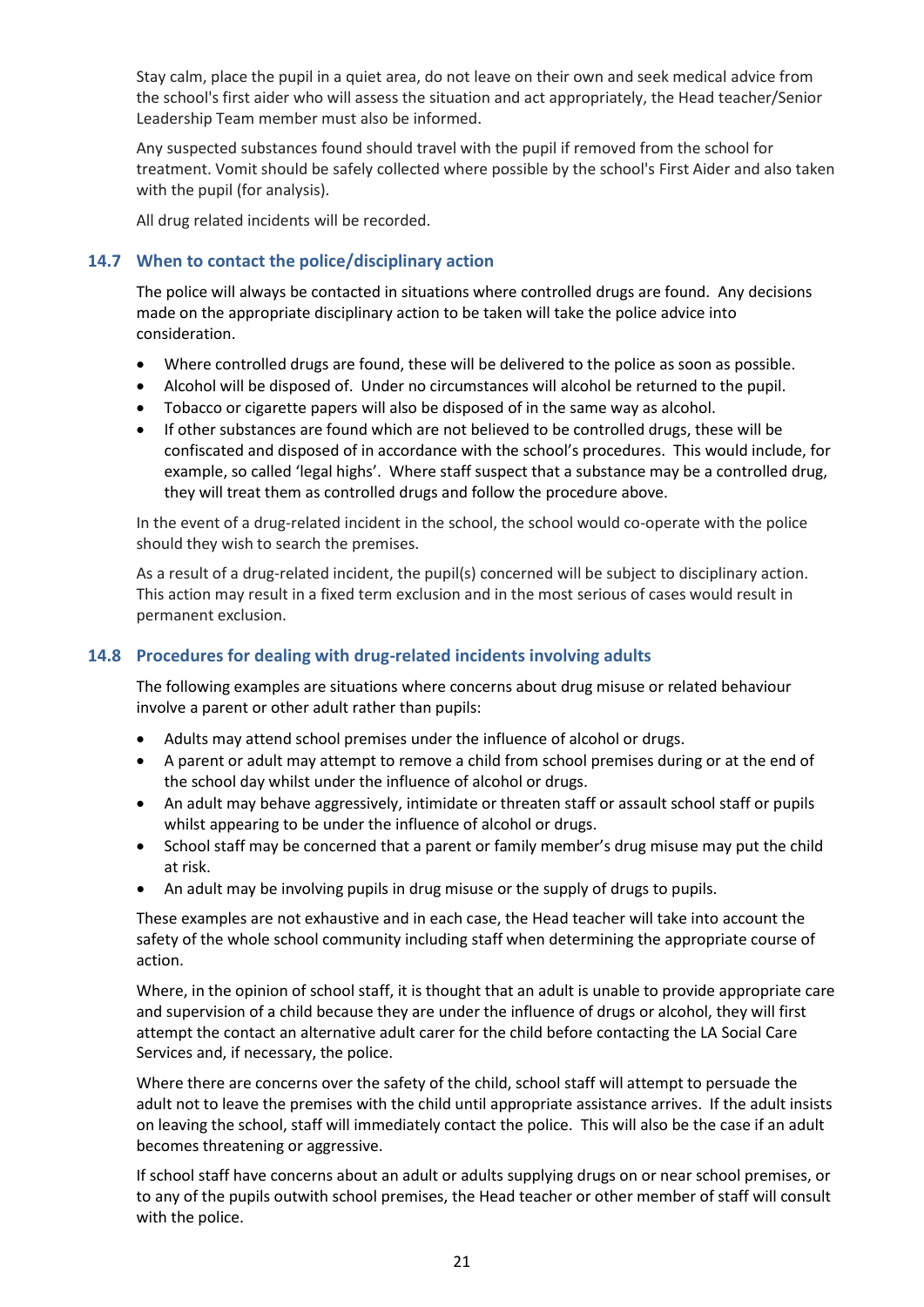Stay calm, place the pupil in a quiet area, do not leave on their own and seek medical advice from the school's first aider who will assess the situation and act appropriately, the Head teacher/Senior Leadership Team member must also be informed.

Any suspected substances found should travel with the pupil if removed from the school for treatment. Vomit should be safely collected where possible by the school's First Aider and also taken with the pupil (for analysis).

All drug related incidents will be recorded.

### 14.7 When to contact the police/disciplinary action

The police will always be contacted in situations where controlled drugs are found. Any decisions made on the appropriate disciplinary action to be taken will take the police advice into consideration.

- Where controlled drugs are found, these will be delivered to the police as soon as possible.
- Alcohol will be disposed of. Under no circumstances will alcohol be returned to the pupil.
- Tobacco or cigarette papers will also be disposed of in the same way as alcohol.
- If other substances are found which are not believed to be controlled drugs, these will be confiscated and disposed of in accordance with the school's procedures. This would include, for example, so called 'legal highs'. Where staff suspect that a substance may be a controlled drug, they will treat them as controlled drugs and follow the procedure above.

In the event of a drug-related incident in the school, the school would co-operate with the police should they wish to search the premises.

As a result of a drug-related incident, the pupil(s) concerned will be subject to disciplinary action. This action may result in a fixed term exclusion and in the most serious of cases would result in permanent exclusion.

### 14.8 Procedures for dealing with drug-related incidents involving adults

The following examples are situations where concerns about drug misuse or related behaviour involve a parent or other adult rather than pupils:

- Adults may attend school premises under the influence of alcohol or drugs.
- A parent or adult may attempt to remove a child from school premises during or at the end of the school day whilst under the influence of alcohol or drugs.
- An adult may behave aggressively, intimidate or threaten staff or assault school staff or pupils whilst appearing to be under the influence of alcohol or drugs.
- School staff may be concerned that a parent or family member's drug misuse may put the child at risk.
- An adult may be involving pupils in drug misuse or the supply of drugs to pupils.

These examples are not exhaustive and in each case, the Head teacher will take into account the safety of the whole school community including staff when determining the appropriate course of action.

Where, in the opinion of school staff, it is thought that an adult is unable to provide appropriate care and supervision of a child because they are under the influence of drugs or alcohol, they will first attempt the contact an alternative adult carer for the child before contacting the LA Social Care Services and, if necessary, the police.

Where there are concerns over the safety of the child, school staff will attempt to persuade the adult not to leave the premises with the child until appropriate assistance arrives. If the adult insists on leaving the school, staff will immediately contact the police. This will also be the case if an adult becomes threatening or aggressive.

If school staff have concerns about an adult or adults supplying drugs on or near school premises, or to any of the pupils outwith school premises, the Head teacher or other member of staff will consult with the police.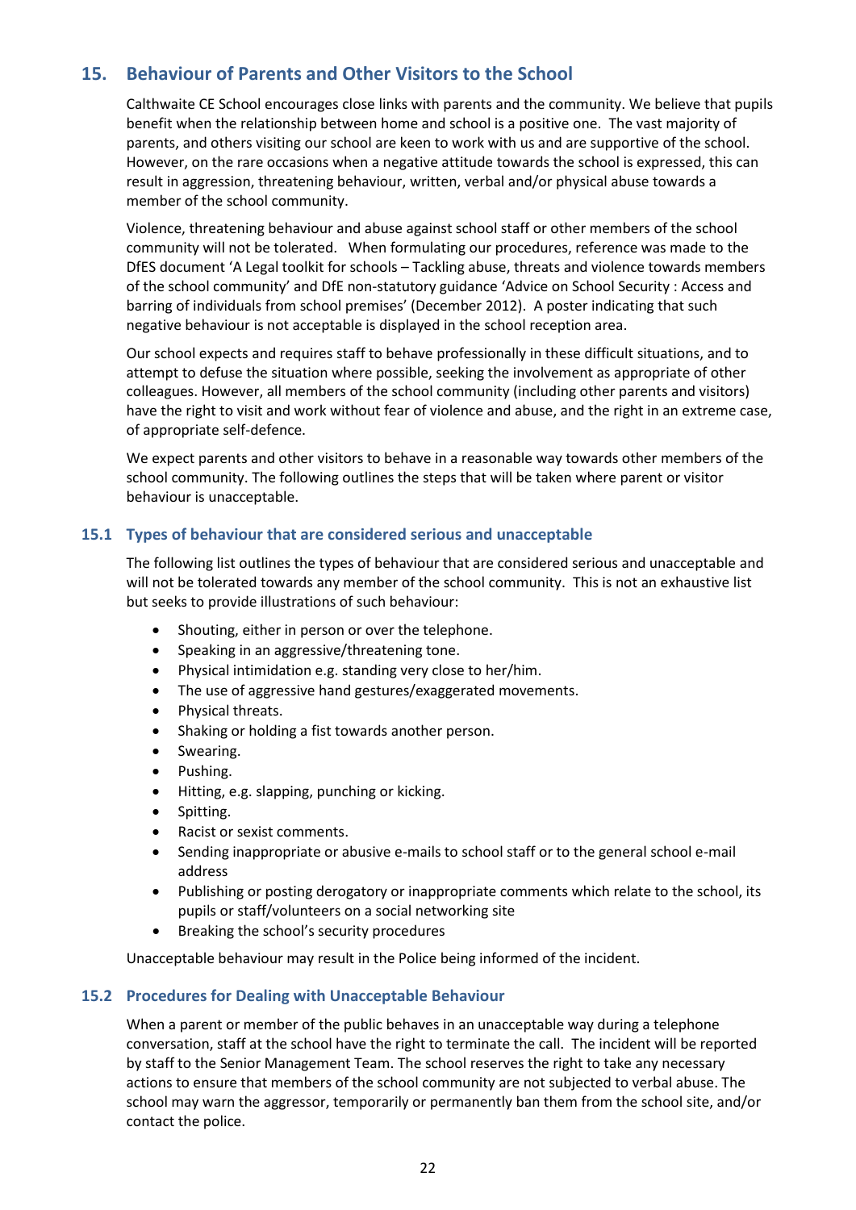## 15. Behaviour of Parents and Other Visitors to the School

Calthwaite CE School encourages close links with parents and the community. We believe that pupils benefit when the relationship between home and school is a positive one. The vast majority of parents, and others visiting our school are keen to work with us and are supportive of the school. However, on the rare occasions when a negative attitude towards the school is expressed, this can result in aggression, threatening behaviour, written, verbal and/or physical abuse towards a member of the school community.

Violence, threatening behaviour and abuse against school staff or other members of the school community will not be tolerated. When formulating our procedures, reference was made to the DfES document 'A Legal toolkit for schools – Tackling abuse, threats and violence towards members of the school community' and DfE non-statutory guidance 'Advice on School Security : Access and barring of individuals from school premises' (December 2012). A poster indicating that such negative behaviour is not acceptable is displayed in the school reception area.

Our school expects and requires staff to behave professionally in these difficult situations, and to attempt to defuse the situation where possible, seeking the involvement as appropriate of other colleagues. However, all members of the school community (including other parents and visitors) have the right to visit and work without fear of violence and abuse, and the right in an extreme case, of appropriate self-defence.

We expect parents and other visitors to behave in a reasonable way towards other members of the school community. The following outlines the steps that will be taken where parent or visitor behaviour is unacceptable.

### 15.1 Types of behaviour that are considered serious and unacceptable

The following list outlines the types of behaviour that are considered serious and unacceptable and will not be tolerated towards any member of the school community. This is not an exhaustive list but seeks to provide illustrations of such behaviour:

- Shouting, either in person or over the telephone.
- Speaking in an aggressive/threatening tone.
- Physical intimidation e.g. standing very close to her/him.
- The use of aggressive hand gestures/exaggerated movements.
- Physical threats.
- Shaking or holding a fist towards another person.
- Swearing.
- Pushing.
- Hitting, e.g. slapping, punching or kicking.
- Spitting.
- Racist or sexist comments.
- Sending inappropriate or abusive e-mails to school staff or to the general school e-mail address
- Publishing or posting derogatory or inappropriate comments which relate to the school, its pupils or staff/volunteers on a social networking site
- Breaking the school's security procedures

Unacceptable behaviour may result in the Police being informed of the incident.

### 15.2 Procedures for Dealing with Unacceptable Behaviour

When a parent or member of the public behaves in an unacceptable way during a telephone conversation, staff at the school have the right to terminate the call. The incident will be reported by staff to the Senior Management Team. The school reserves the right to take any necessary actions to ensure that members of the school community are not subjected to verbal abuse. The school may warn the aggressor, temporarily or permanently ban them from the school site, and/or contact the police.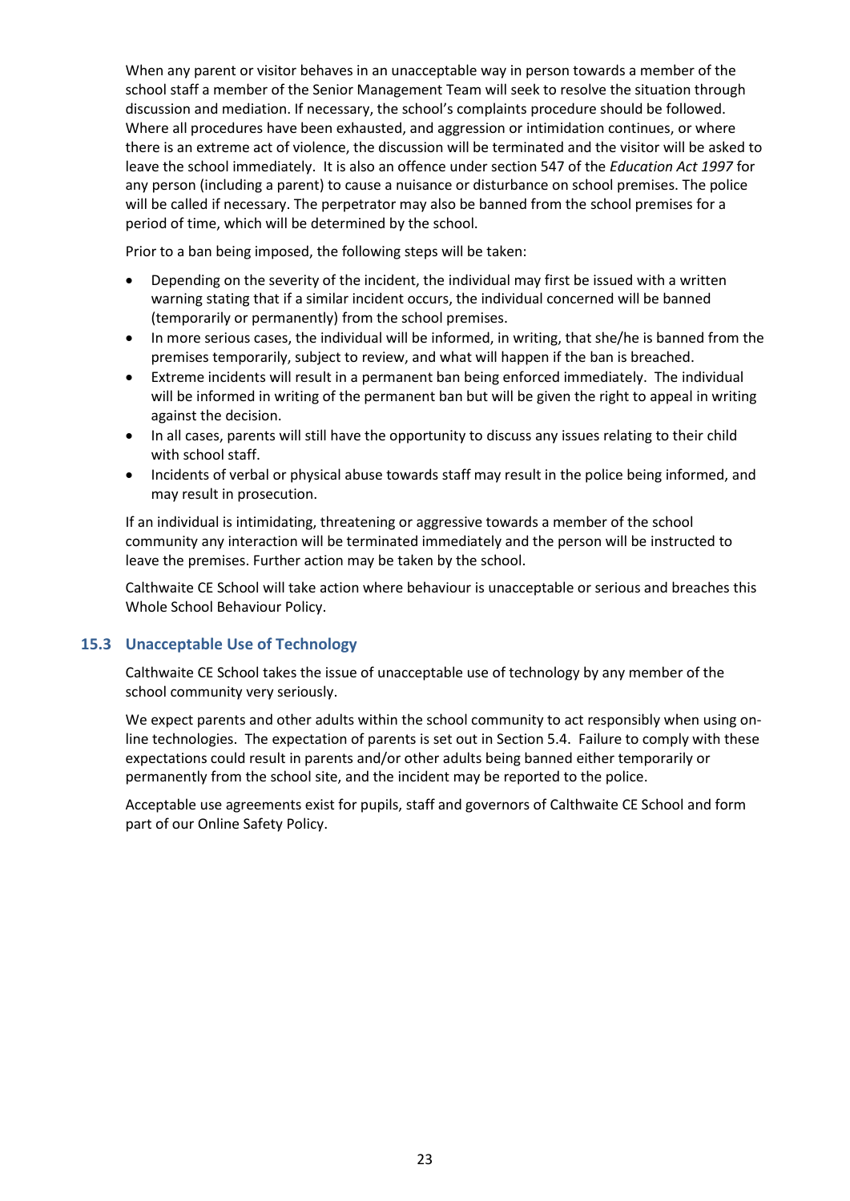When any parent or visitor behaves in an unacceptable way in person towards a member of the school staff a member of the Senior Management Team will seek to resolve the situation through discussion and mediation. If necessary, the school's complaints procedure should be followed. Where all procedures have been exhausted, and aggression or intimidation continues, or where there is an extreme act of violence, the discussion will be terminated and the visitor will be asked to leave the school immediately. It is also an offence under section 547 of the *Education Act 1997* for any person (including a parent) to cause a nuisance or disturbance on school premises. The police will be called if necessary. The perpetrator may also be banned from the school premises for a period of time, which will be determined by the school.

Prior to a ban being imposed, the following steps will be taken:

- Depending on the severity of the incident, the individual may first be issued with a written warning stating that if a similar incident occurs, the individual concerned will be banned (temporarily or permanently) from the school premises.
- In more serious cases, the individual will be informed, in writing, that she/he is banned from the premises temporarily, subject to review, and what will happen if the ban is breached.
- Extreme incidents will result in a permanent ban being enforced immediately. The individual will be informed in writing of the permanent ban but will be given the right to appeal in writing against the decision.
- In all cases, parents will still have the opportunity to discuss any issues relating to their child with school staff.
- Incidents of verbal or physical abuse towards staff may result in the police being informed, and may result in prosecution.

If an individual is intimidating, threatening or aggressive towards a member of the school community any interaction will be terminated immediately and the person will be instructed to leave the premises. Further action may be taken by the school.

Calthwaite CE School will take action where behaviour is unacceptable or serious and breaches this Whole School Behaviour Policy.

### 15.3 Unacceptable Use of Technology

Calthwaite CE School takes the issue of unacceptable use of technology by any member of the school community very seriously.

We expect parents and other adults within the school community to act responsibly when using on-line technologies. The expectation of parents is set out in Section 5.4. Failure to comply with these expectations could result in parents and/or other adults being banned either temporarily or permanently from the school site, and the incident may be reported to the police.

Acceptable use agreements exist for pupils, staff and governors of Calthwaite CE School and form part of our Online Safety Policy.